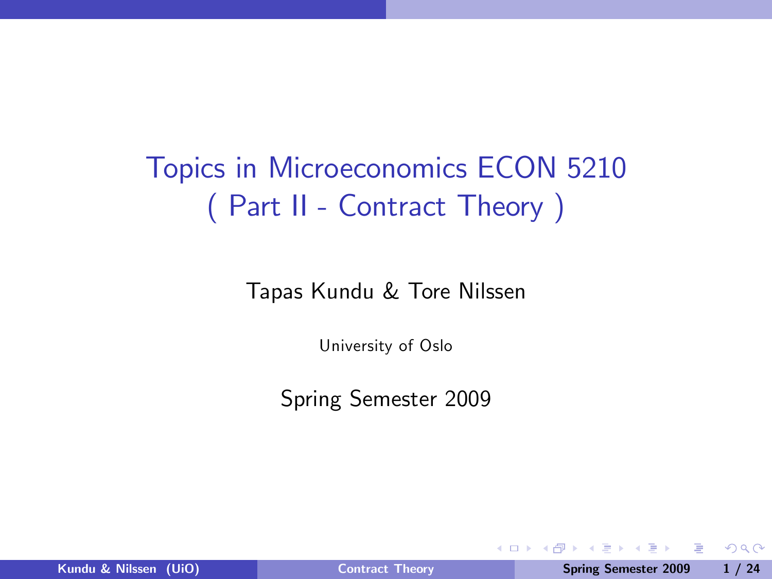# Topics in Microeconomics ECON 5210
# ( Part II - Contract Theory )

Tapas Kundu & Tore Nilssen

University of Oslo

Spring Semester 2009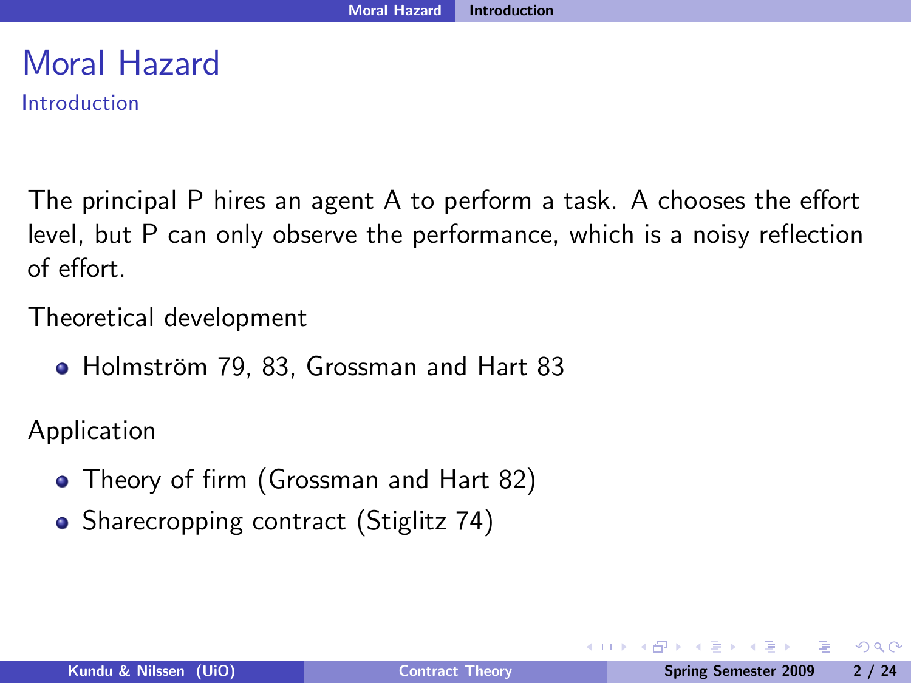# Moral Hazard

## Introduction

The principal P hires an agent A to perform a task. A chooses the effort level, but P can only observe the performance, which is a noisy reflection of effort.

Theoretical development

- Holmström 79, 83, Grossman and Hart 83

Application

- Theory of firm (Grossman and Hart 82)
- Sharecropping contract (Stiglitz 74)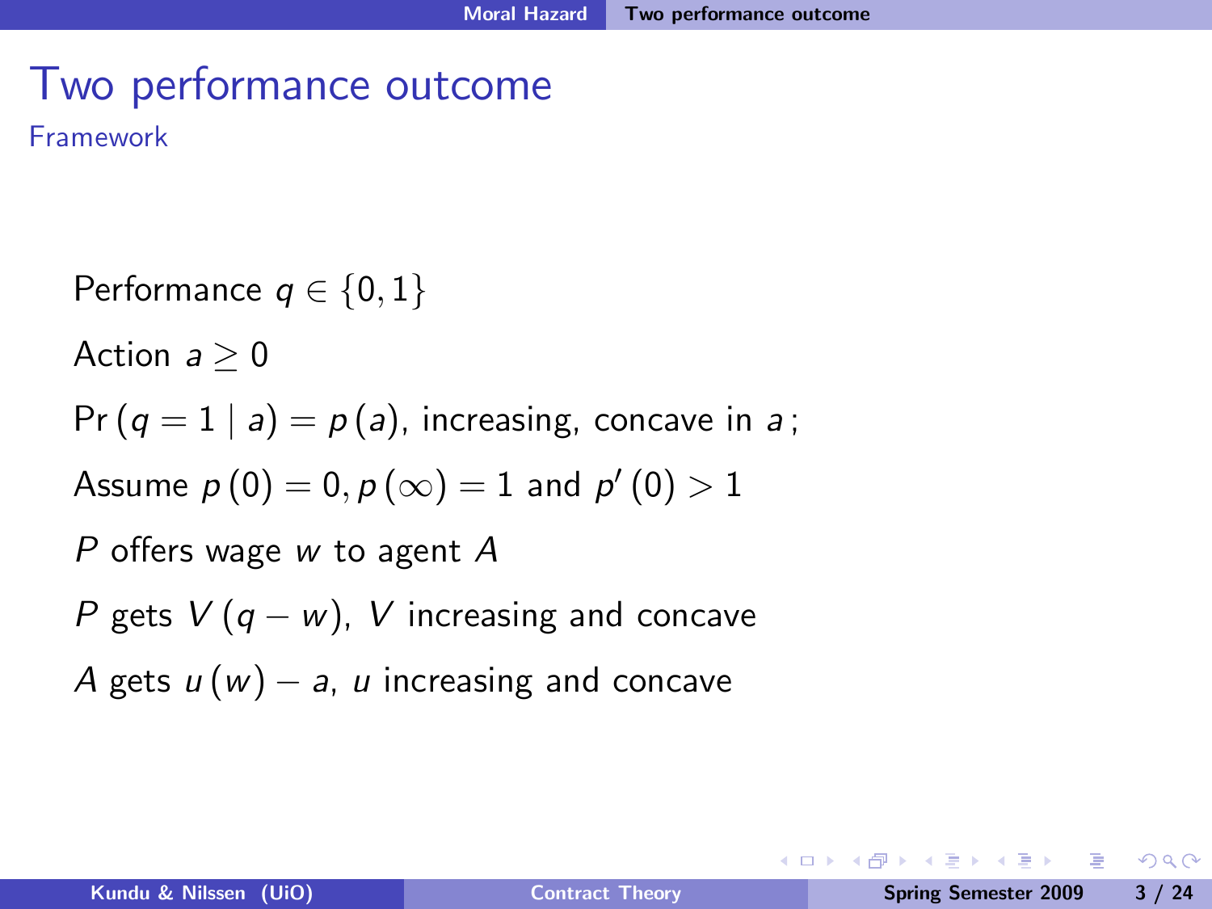# Two performance outcome

## Framework

Performance $q \in \{0, 1\}$

Action $a \geq 0$

$\Pr(q = 1 \mid a) = p(a)$, increasing, concave in $a$;

Assume $p(0) = 0, p(\infty) = 1$ and $p'(0) > 1$

$P$ offers wage $w$ to agent $A$

$P$ gets $V(q - w)$, $V$ increasing and concave

$A$ gets $u(w) - a$, $u$ increasing and concave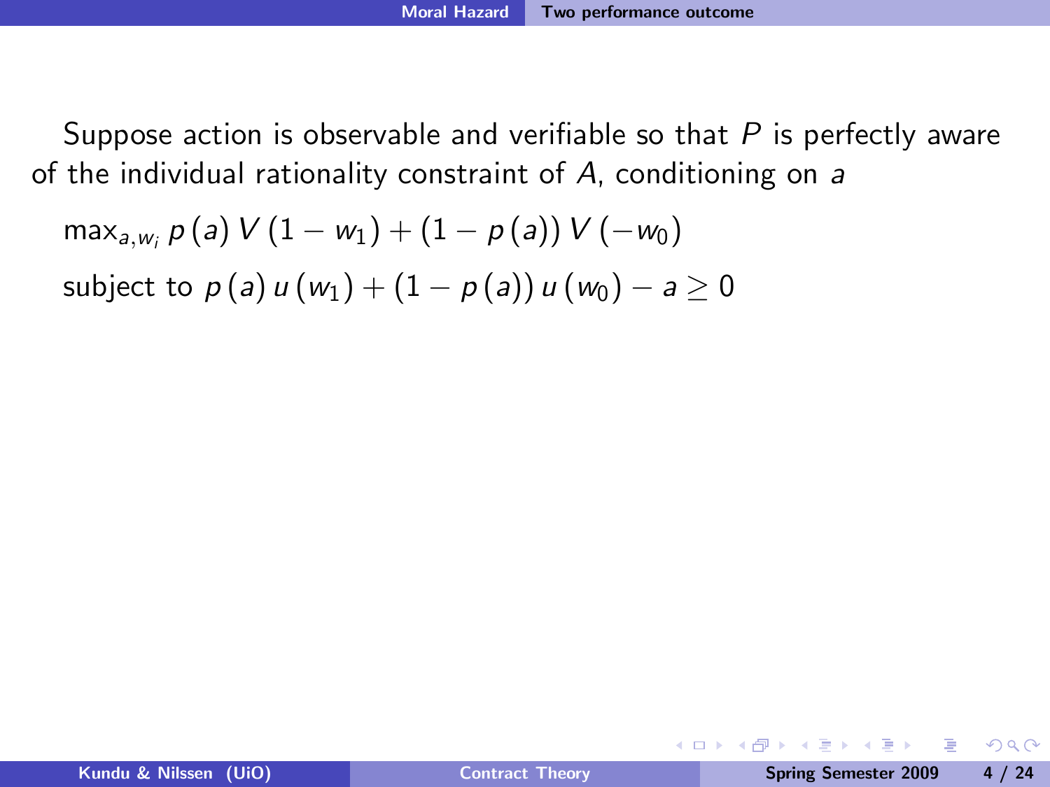Suppose action is observable and verifiable so that $P$ is perfectly aware of the individual rationality constraint of $A$, conditioning on $a$

$$\max_{a,w_i} p(a)\, V(1 - w_1) + (1 - p(a))\, V(-w_0)$$

$$\text{subject to } p(a)\, u(w_1) + (1 - p(a))\, u(w_0) - a \geq 0$$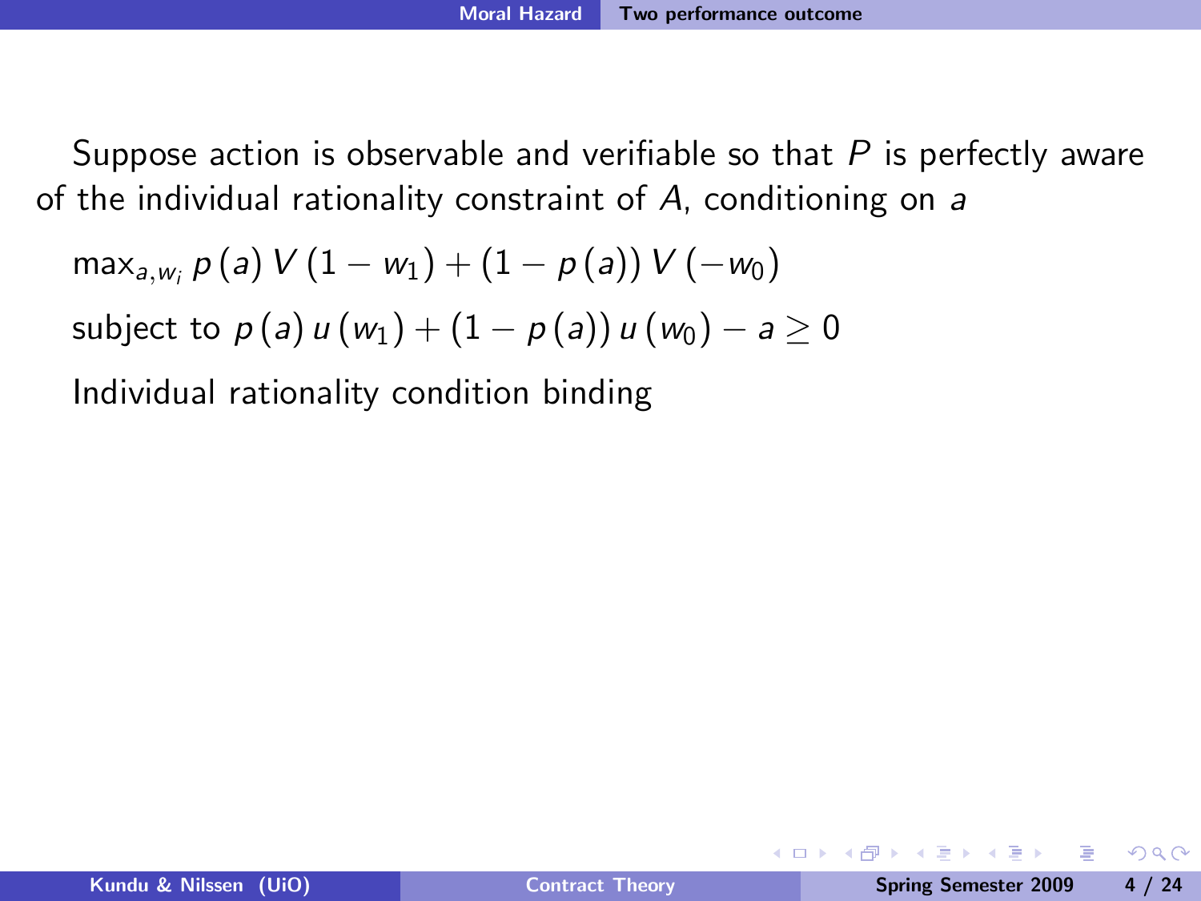Suppose action is observable and verifiable so that $P$ is perfectly aware of the individual rationality constraint of $A$, conditioning on $a$

$$\max_{a,w_i} p(a) V(1 - w_1) + (1 - p(a)) V(-w_0)$$

subject to $p(a) u(w_1) + (1 - p(a)) u(w_0) - a \geq 0$

Individual rationality condition binding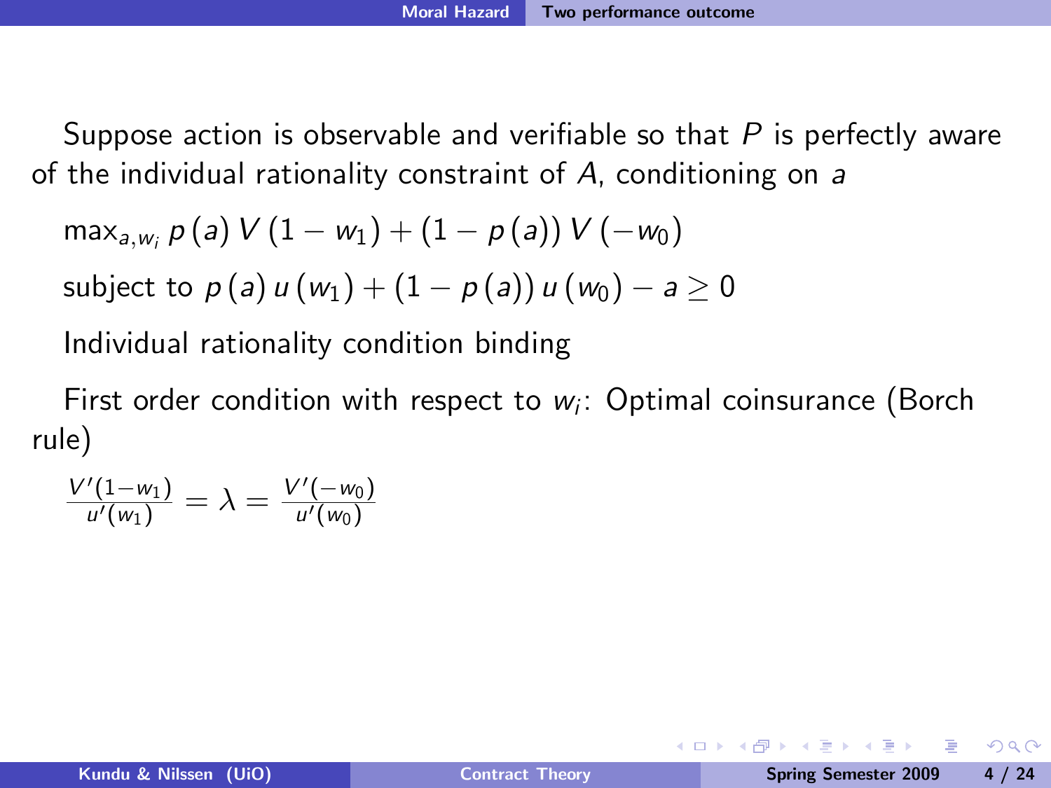Suppose action is observable and verifiable so that $P$ is perfectly aware of the individual rationality constraint of $A$, conditioning on $a$

$$\max_{a,w_i} p(a) V(1 - w_1) + (1 - p(a)) V(-w_0)$$

subject to $p(a) u(w_1) + (1 - p(a)) u(w_0) - a \geq 0$

Individual rationality condition binding

First order condition with respect to $w_i$: Optimal coinsurance (Borch rule)

$$\frac{V'(1-w_1)}{u'(w_1)} = \lambda = \frac{V'(-w_0)}{u'(w_0)}$$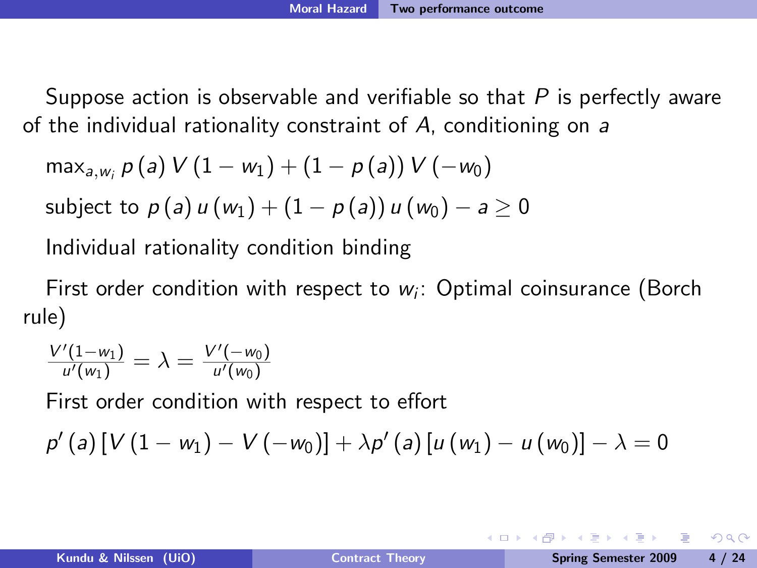Suppose action is observable and verifiable so that $P$ is perfectly aware of the individual rationality constraint of $A$, conditioning on $a$

$$\max_{a,w_i} p(a) V(1 - w_1) + (1 - p(a)) V(-w_0)$$

subject to $p(a) u(w_1) + (1 - p(a)) u(w_0) - a \geq 0$

Individual rationality condition binding

First order condition with respect to $w_i$: Optimal coinsurance (Borch rule)

$$\frac{V'(1-w_1)}{u'(w_1)} = \lambda = \frac{V'(-w_0)}{u'(w_0)}$$

First order condition with respect to effort

$$p'(a)[V(1 - w_1) - V(-w_0)] + \lambda p'(a)[u(w_1) - u(w_0)] - \lambda = 0$$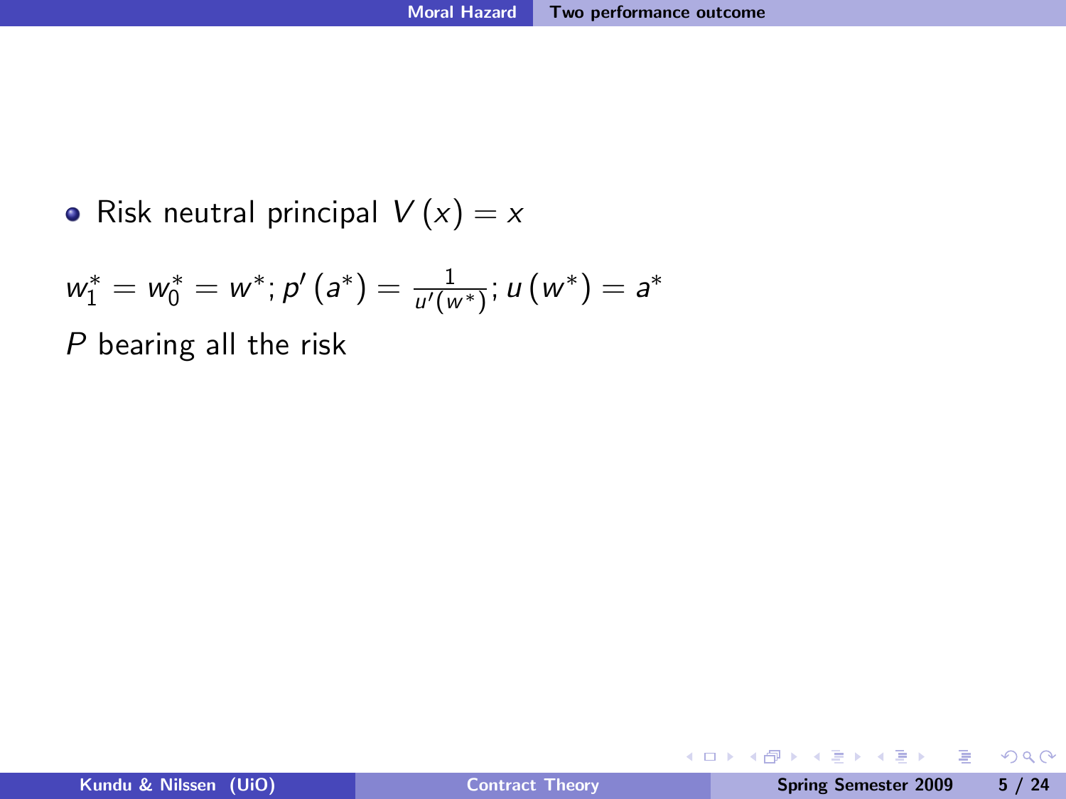- Risk neutral principal $V(x) = x$

$w_1^* = w_0^* = w^*; p'(a^*) = \frac{1}{u'(w^*)}; u(w^*) = a^*$

$P$ bearing all the risk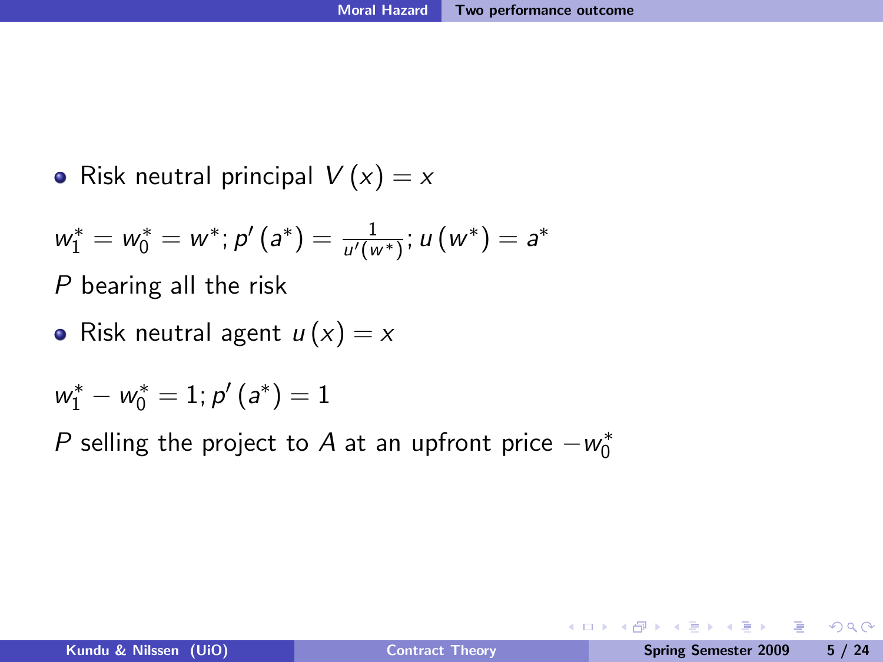- Risk neutral principal $V(x) = x$

$$w_1^* = w_0^* = w^*; p'(a^*) = \frac{1}{u'(w^*)}; u(w^*) = a^*$$

$P$ bearing all the risk

- Risk neutral agent $u(x) = x$

$$w_1^* - w_0^* = 1; p'(a^*) = 1$$

$P$ selling the project to $A$ at an upfront price $-w_0^*$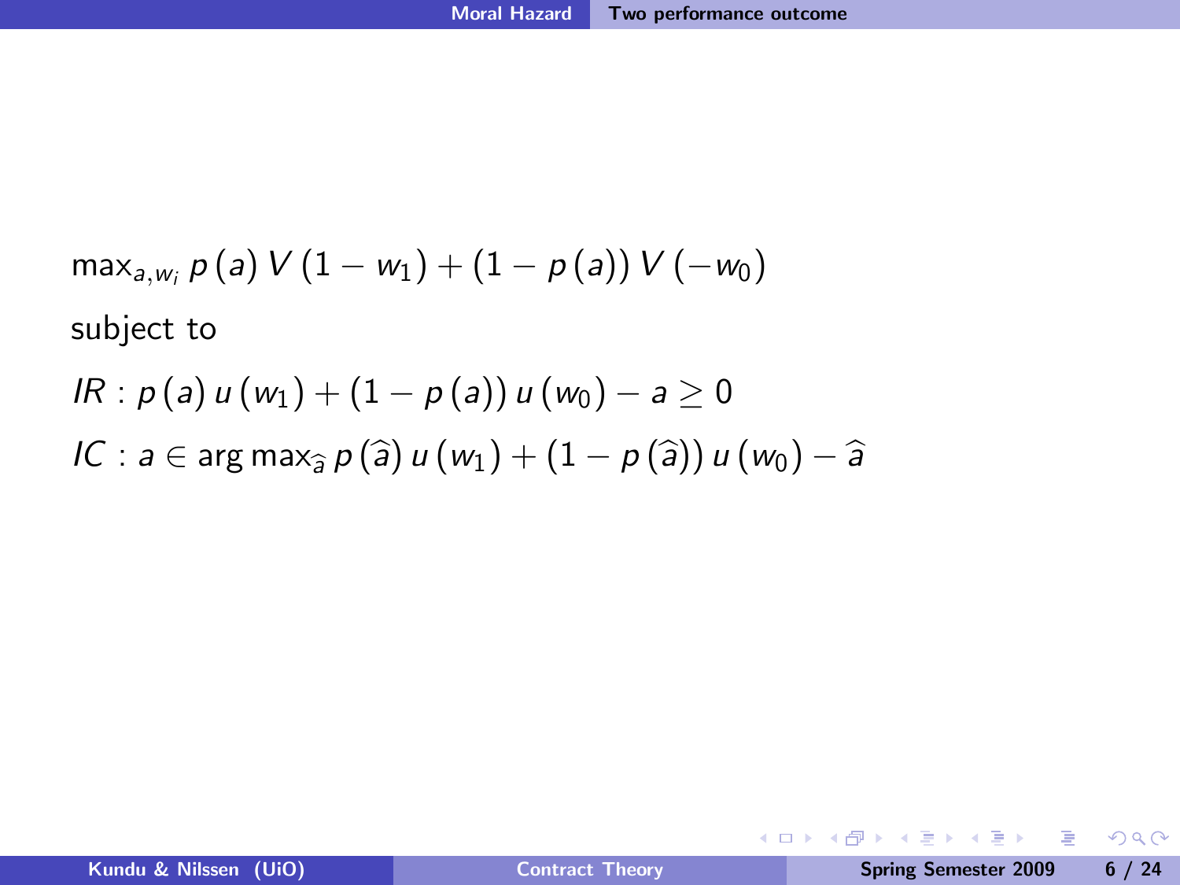$$\max_{a,w_i} p(a) V(1 - w_1) + (1 - p(a)) V(-w_0)$$

subject to

$$IR : p(a) u(w_1) + (1 - p(a)) u(w_0) - a \geq 0$$

$$IC : a \in \arg\max_{\widehat{a}} p(\widehat{a}) u(w_1) + (1 - p(\widehat{a})) u(w_0) - \widehat{a}$$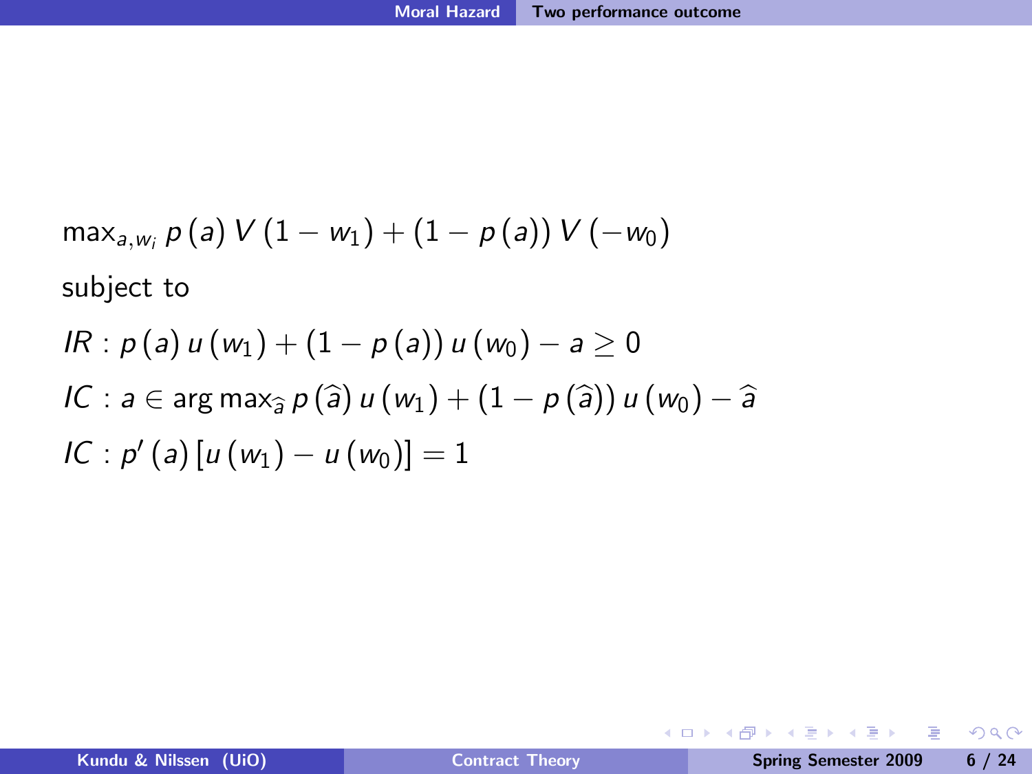$$\max_{a,w_i} p(a) V(1-w_1) + (1-p(a)) V(-w_0)$$

subject to

$$IR : p(a) u(w_1) + (1-p(a)) u(w_0) - a \geq 0$$

$$IC : a \in \arg\max_{\hat{a}} p(\hat{a}) u(w_1) + (1-p(\hat{a})) u(w_0) - \hat{a}$$

$$IC : p'(a) [u(w_1) - u(w_0)] = 1$$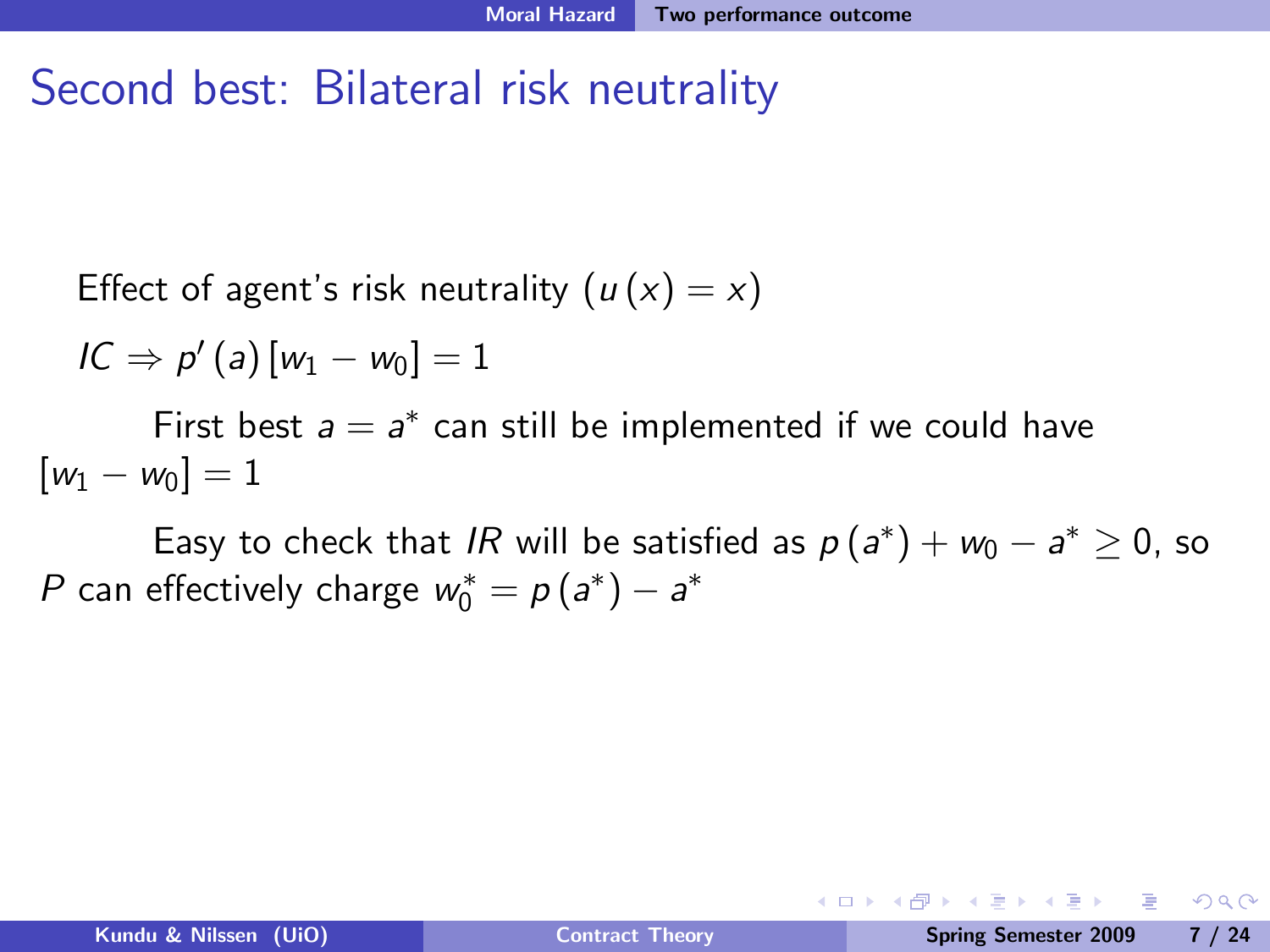# Second best: Bilateral risk neutrality

Effect of agent's risk neutrality ($u(x) = x$)

$IC \Rightarrow p'(a)[w_1 - w_0] = 1$

First best $a = a^*$ can still be implemented if we could have $[w_1 - w_0] = 1$

Easy to check that $IR$ will be satisfied as $p(a^*) + w_0 - a^* \geq 0$, so $P$ can effectively charge $w_0^* = p(a^*) - a^*$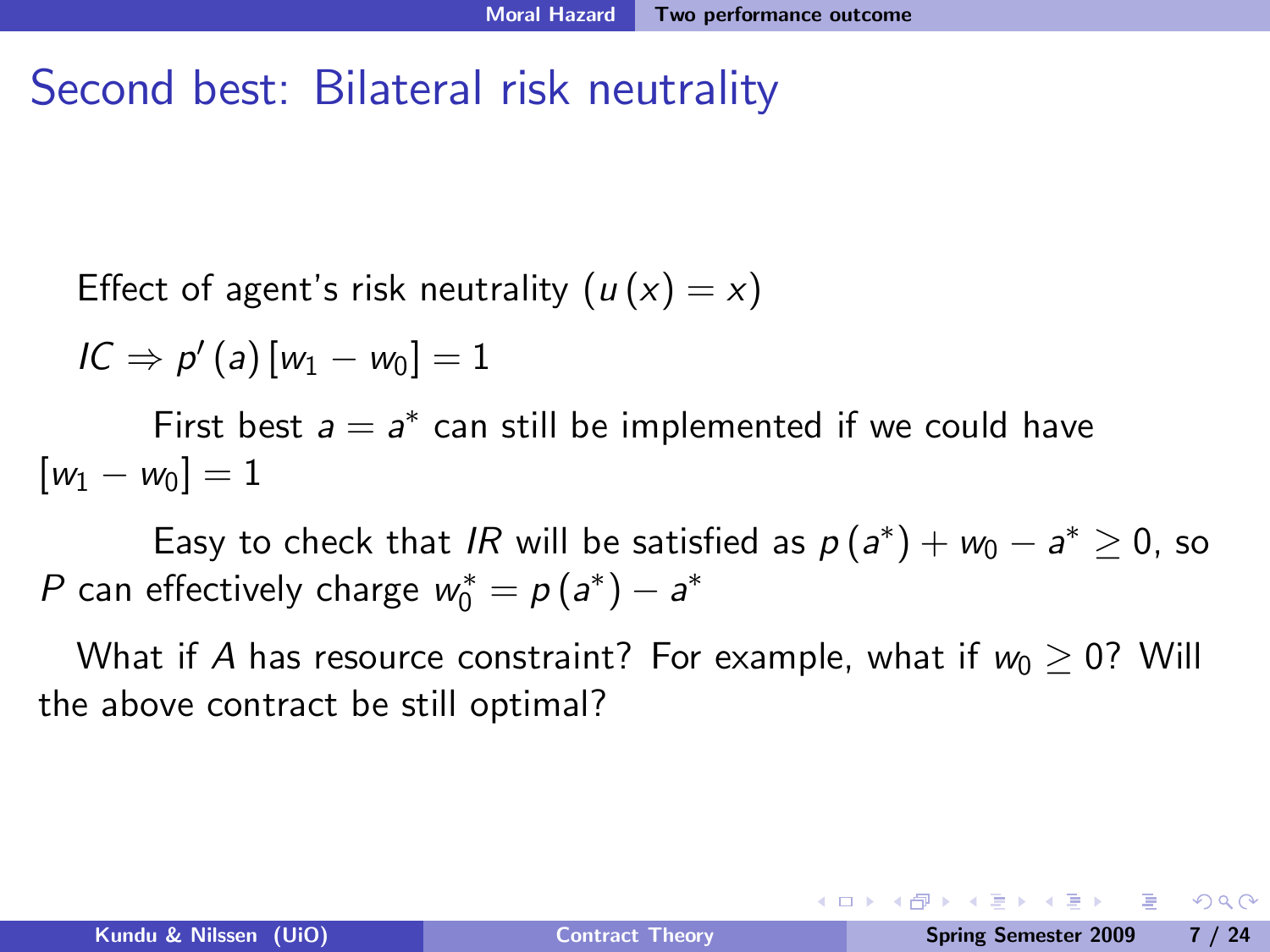# Second best: Bilateral risk neutrality

Effect of agent's risk neutrality ($u(x) = x$)

$IC \Rightarrow p'(a)[w_1 - w_0] = 1$

First best $a = a^*$ can still be implemented if we could have $[w_1 - w_0] = 1$

Easy to check that $IR$ will be satisfied as $p(a^*) + w_0 - a^* \geq 0$, so $P$ can effectively charge $w_0^* = p(a^*) - a^*$

What if $A$ has resource constraint? For example, what if $w_0 \geq 0$? Will the above contract be still optimal?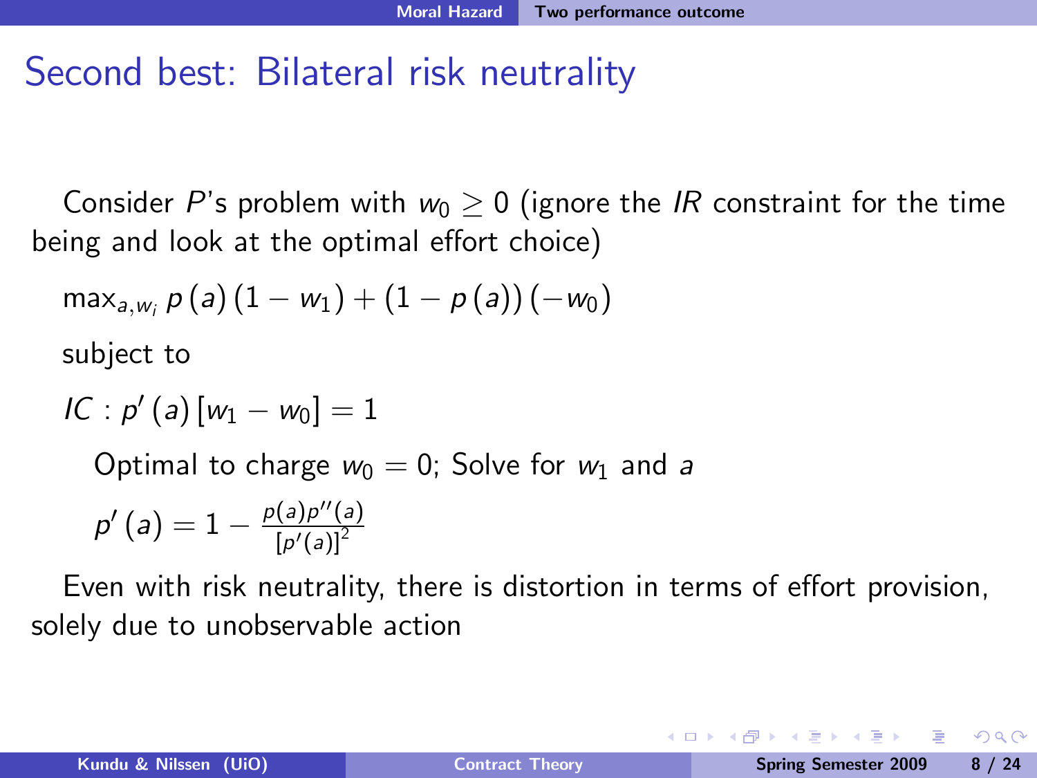# Second best: Bilateral risk neutrality

Consider $P$'s problem with $w_0 \geq 0$ (ignore the $IR$ constraint for the time being and look at the optimal effort choice)

$\max_{a,w_i} p(a)(1 - w_1) + (1 - p(a))(-w_0)$

subject to

$IC : p'(a)[w_1 - w_0] = 1$

Optimal to charge $w_0 = 0$; Solve for $w_1$ and $a$

$p'(a) = 1 - \frac{p(a)p''(a)}{[p'(a)]^2}$

Even with risk neutrality, there is distortion in terms of effort provision, solely due to unobservable action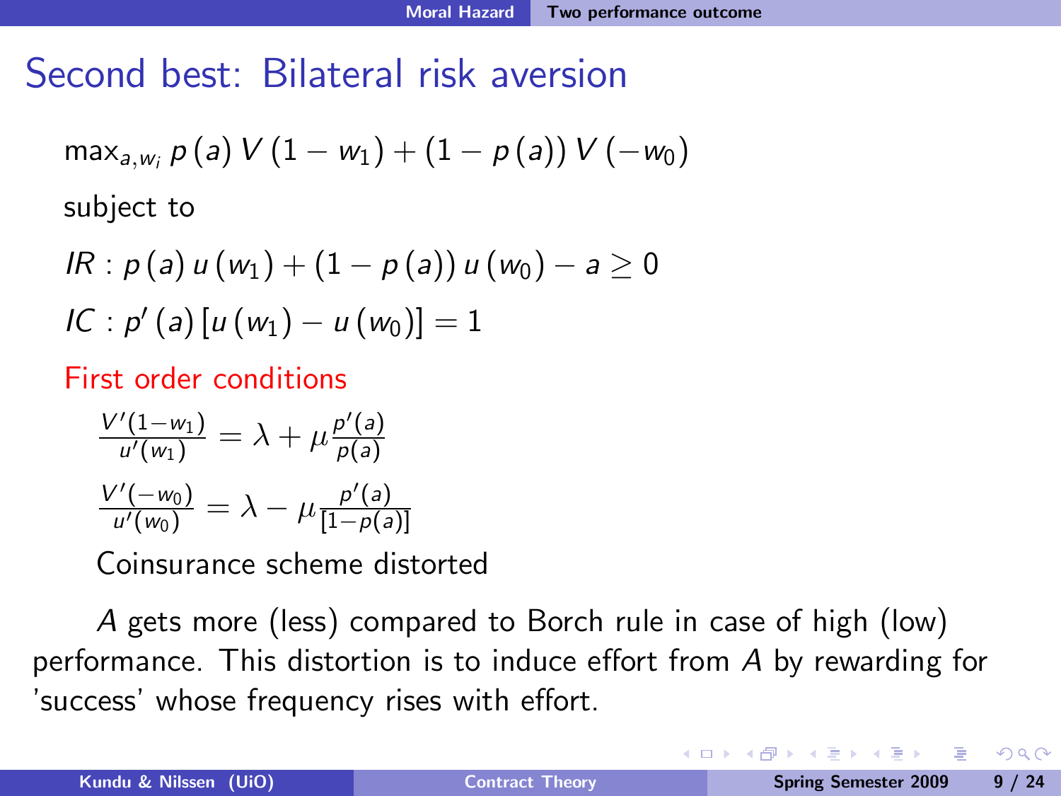## Second best: Bilateral risk aversion

$$\max_{a,w_i} p(a)\, V(1 - w_1) + (1 - p(a))\, V(-w_0)$$

subject to

$$IR : p(a)\, u(w_1) + (1 - p(a))\, u(w_0) - a \geq 0$$

$$IC : p'(a)\left[u(w_1) - u(w_0)\right] = 1$$

First order conditions

$$\frac{V'(1-w_1)}{u'(w_1)} = \lambda + \mu \frac{p'(a)}{p(a)}$$

$$\frac{V'(-w_0)}{u'(w_0)} = \lambda - \mu \frac{p'(a)}{[1-p(a)]}$$

Coinsurance scheme distorted

*A* gets more (less) compared to Borch rule in case of high (low) performance. This distortion is to induce effort from *A* by rewarding for 'success' whose frequency rises with effort.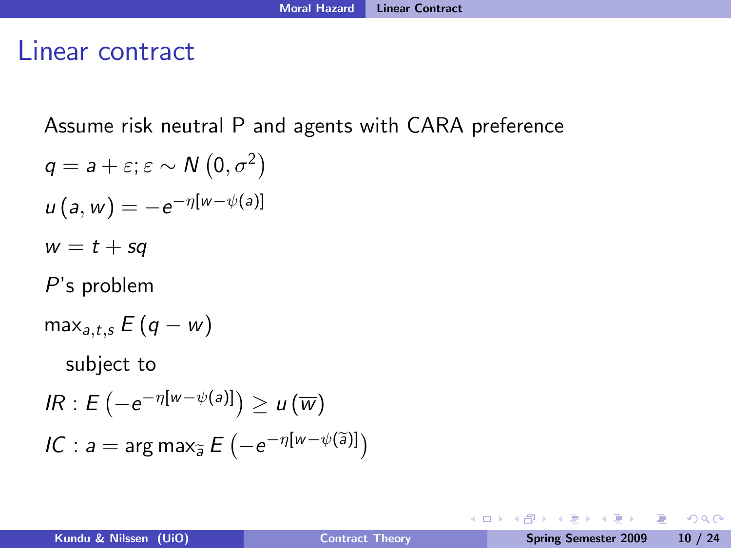# Linear contract

Assume risk neutral P and agents with CARA preference

$q = a + \varepsilon; \varepsilon \sim N\left(0, \sigma^2\right)$

$u\left(a, w\right) = -e^{-\eta[w - \psi(a)]}$

$w = t + sq$

$P$'s problem

$\max_{a,t,s} E\left(q - w\right)$

subject to

$IR : E\left(-e^{-\eta[w-\psi(a)]}\right) \geq u\left(\overline{w}\right)$

$IC : a = \arg\max_{\widetilde{a}} E\left(-e^{-\eta[w-\psi(\widetilde{a})]}\right)$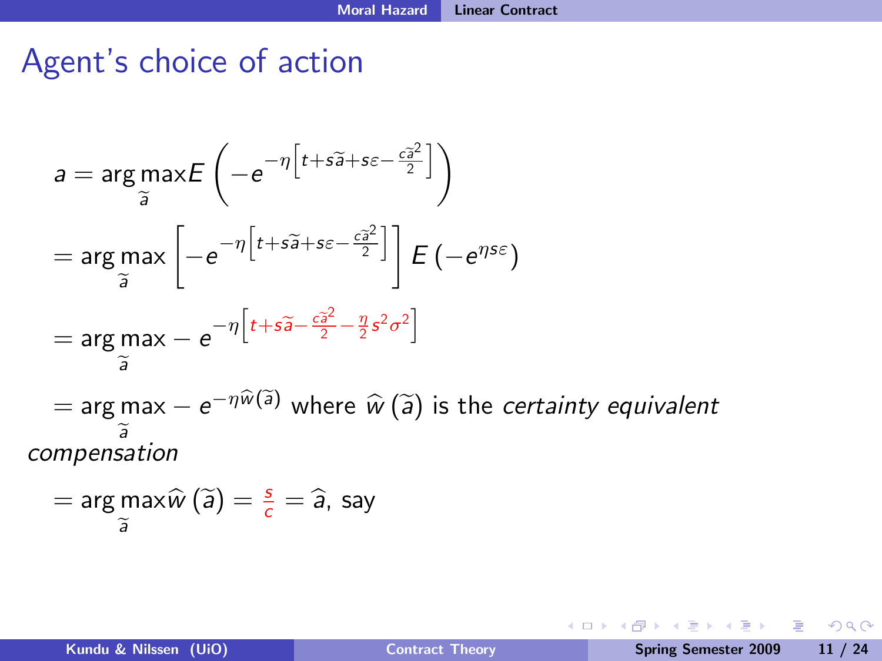## Agent's choice of action

$$a = \arg\max_{\widetilde{a}} E\left(-e^{-\eta\left[t+s\widetilde{a}+s\varepsilon-\frac{c\widetilde{a}^2}{2}\right]}\right)$$

$$= \arg\max_{\widetilde{a}} \left[-e^{-\eta\left[t+s\widetilde{a}+s\varepsilon-\frac{c\widetilde{a}^2}{2}\right]}\right] E\left(-e^{\eta s\varepsilon}\right)$$

$$= \arg\max_{\widetilde{a}} - e^{-\eta\left[t+s\widetilde{a}-\frac{c\widetilde{a}^2}{2}-\frac{\eta}{2}s^2\sigma^2\right]}$$

$= \arg\max_{\widetilde{a}} - e^{-\eta\widehat{w}(\widetilde{a})}$ where $\widehat{w}(\widetilde{a})$ is the *certainty equivalent compensation*

$$= \arg\max_{\widetilde{a}} \widehat{w}(\widetilde{a}) = \frac{s}{c} = \widehat{a}, \text{ say}$$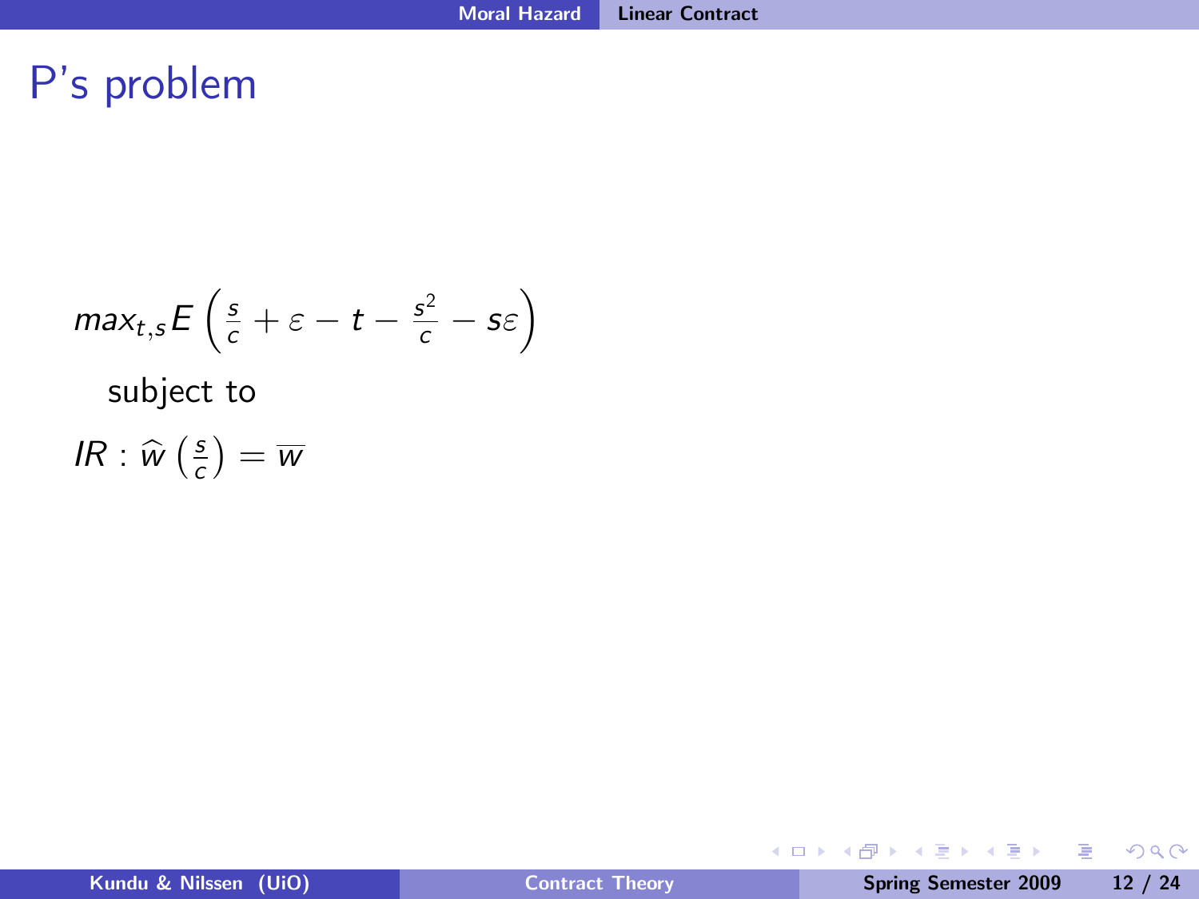# P's problem

$$max_{t,s} E\left(\frac{s}{c} + \varepsilon - t - \frac{s^2}{c} - s\varepsilon\right)$$

subject to

$$IR : \widehat{w}\left(\frac{s}{c}\right) = \overline{w}$$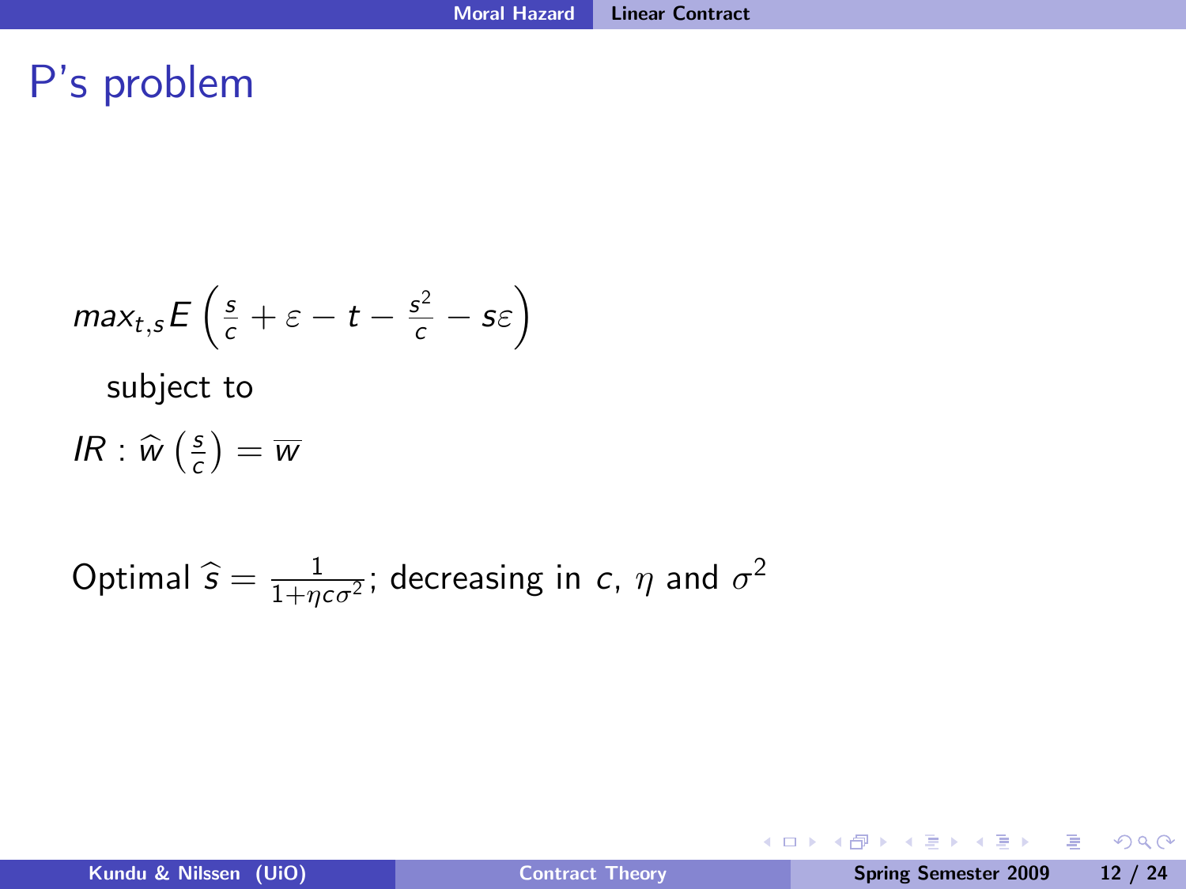# P's problem

$$max_{t,s} E\left(\frac{s}{c} + \varepsilon - t - \frac{s^2}{c} - s\varepsilon\right)$$

subject to

$$IR : \widehat{w}\left(\frac{s}{c}\right) = \overline{w}$$

Optimal $\widehat{s} = \frac{1}{1+\eta c \sigma^2}$; decreasing in $c$, $\eta$ and $\sigma^2$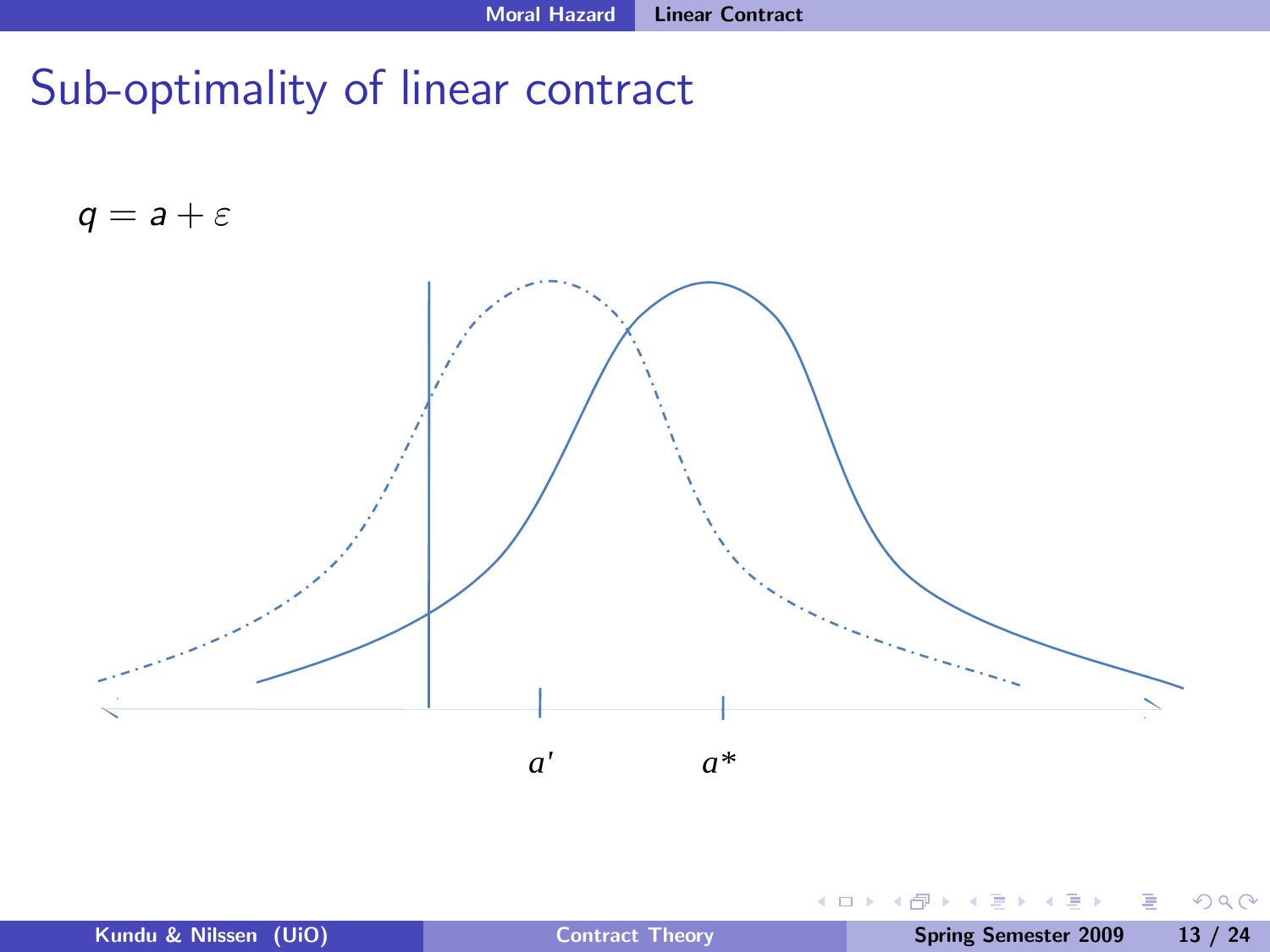# Sub-optimality of linear contract

$q = a + \varepsilon$

$a'$

$a*$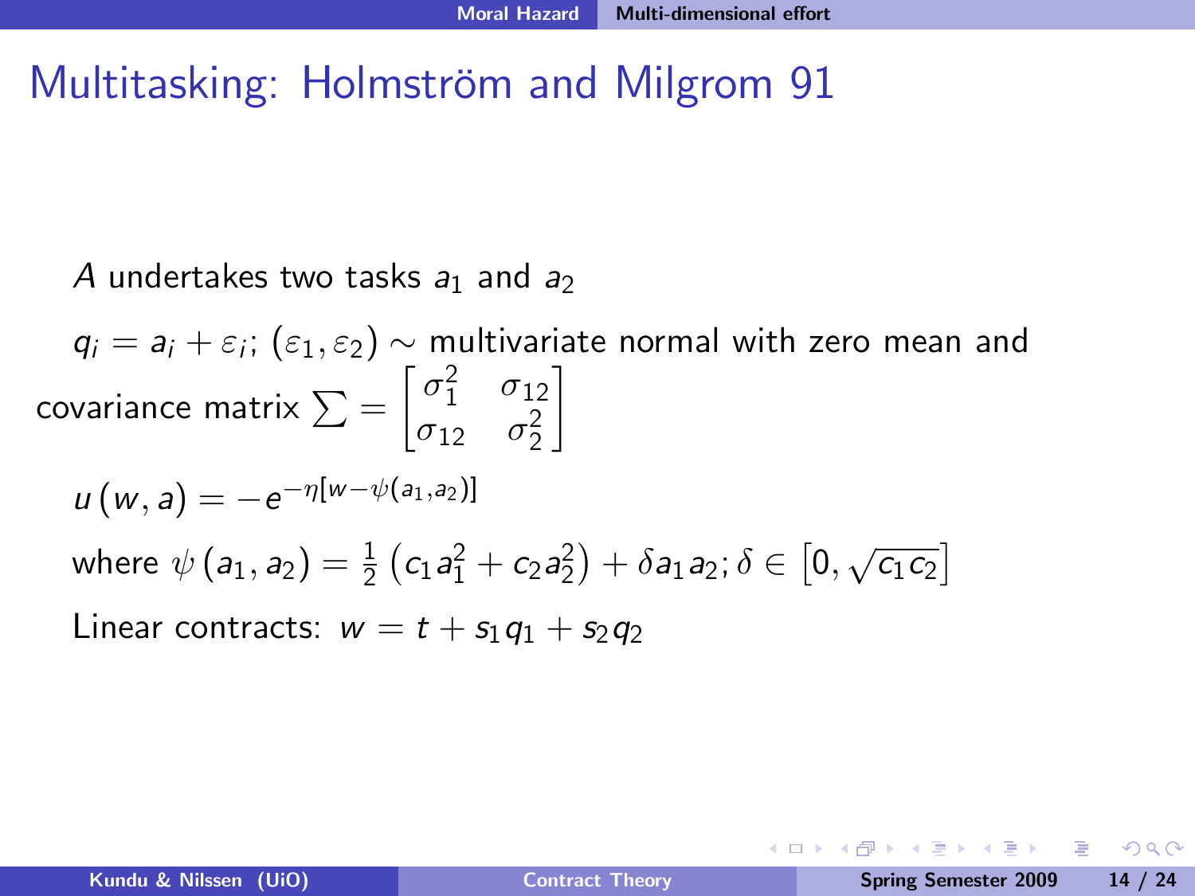# Multitasking: Holmström and Milgrom 91

$A$ undertakes two tasks $a_1$ and $a_2$

$q_i = a_i + \varepsilon_i$; $(\varepsilon_1, \varepsilon_2) \sim$ multivariate normal with zero mean and covariance matrix $\sum = \begin{bmatrix} \sigma_1^2 & \sigma_{12} \\ \sigma_{12} & \sigma_2^2 \end{bmatrix}$

$u(w, a) = -e^{-\eta[w - \psi(a_1, a_2)]}$

where $\psi(a_1, a_2) = \frac{1}{2}\left(c_1 a_1^2 + c_2 a_2^2\right) + \delta a_1 a_2; \delta \in \left[0, \sqrt{c_1 c_2}\right]$

Linear contracts: $w = t + s_1 q_1 + s_2 q_2$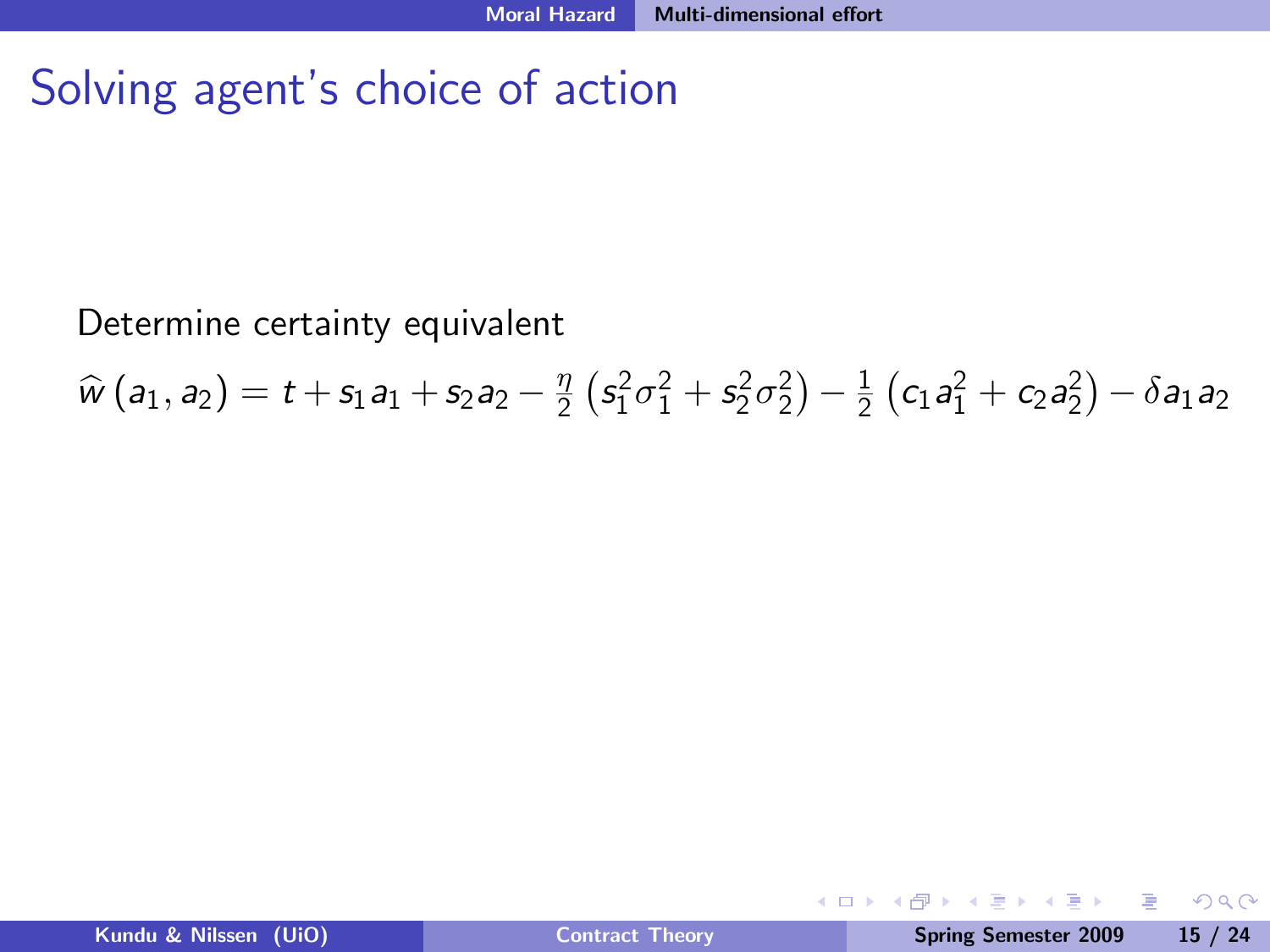# Solving agent's choice of action

Determine certainty equivalent

$$\widehat{w}\left(a_1, a_2\right) = t + s_1 a_1 + s_2 a_2 - \frac{\eta}{2}\left(s_1^2 \sigma_1^2 + s_2^2 \sigma_2^2\right) - \frac{1}{2}\left(c_1 a_1^2 + c_2 a_2^2\right) - \delta a_1 a_2$$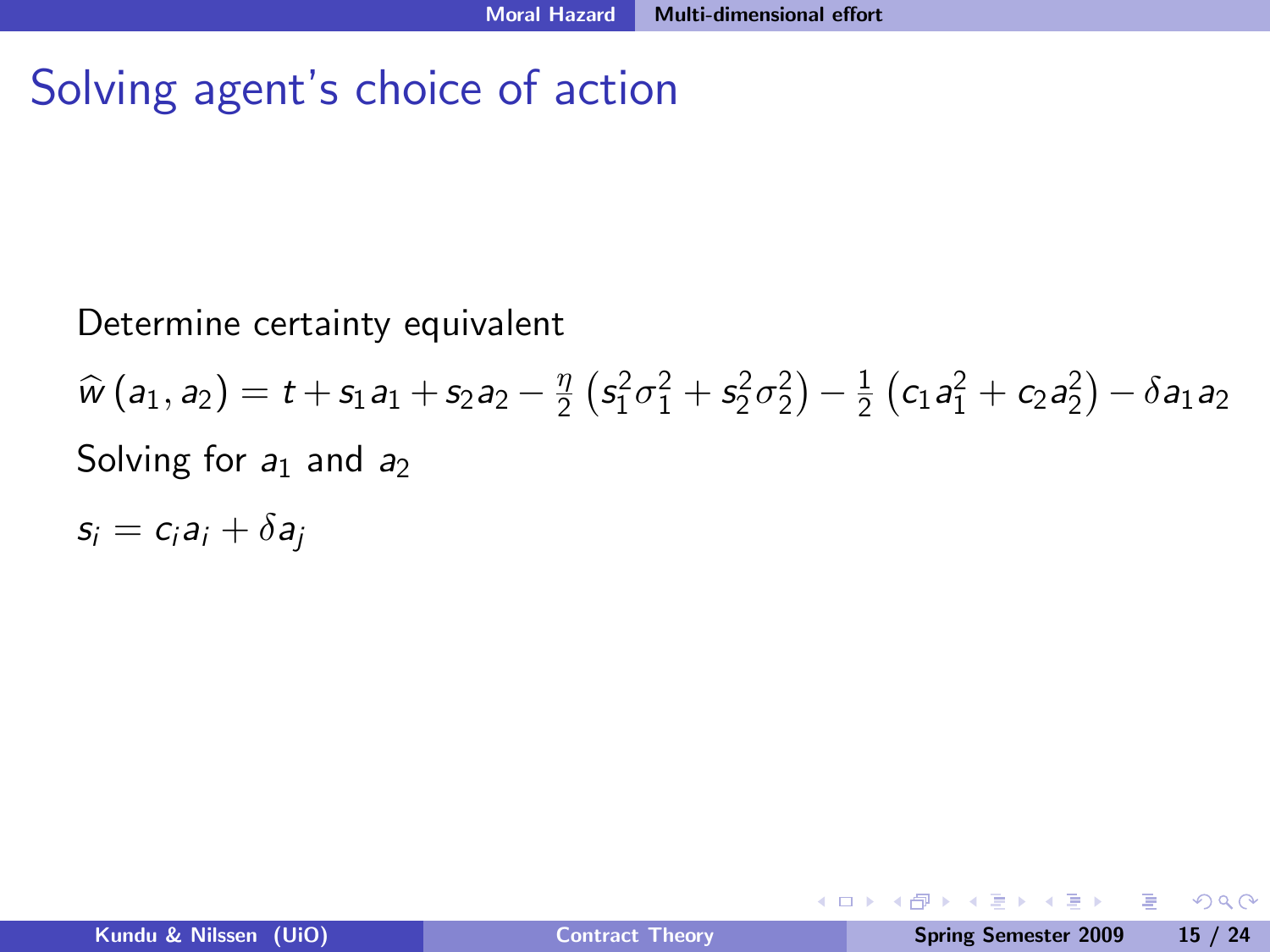# Solving agent's choice of action

Determine certainty equivalent

$$\widehat{w}\left(a_1, a_2\right) = t + s_1 a_1 + s_2 a_2 - \frac{\eta}{2}\left(s_1^2 \sigma_1^2 + s_2^2 \sigma_2^2\right) - \frac{1}{2}\left(c_1 a_1^2 + c_2 a_2^2\right) - \delta a_1 a_2$$

Solving for $a_1$ and $a_2$

$$s_i = c_i a_i + \delta a_j$$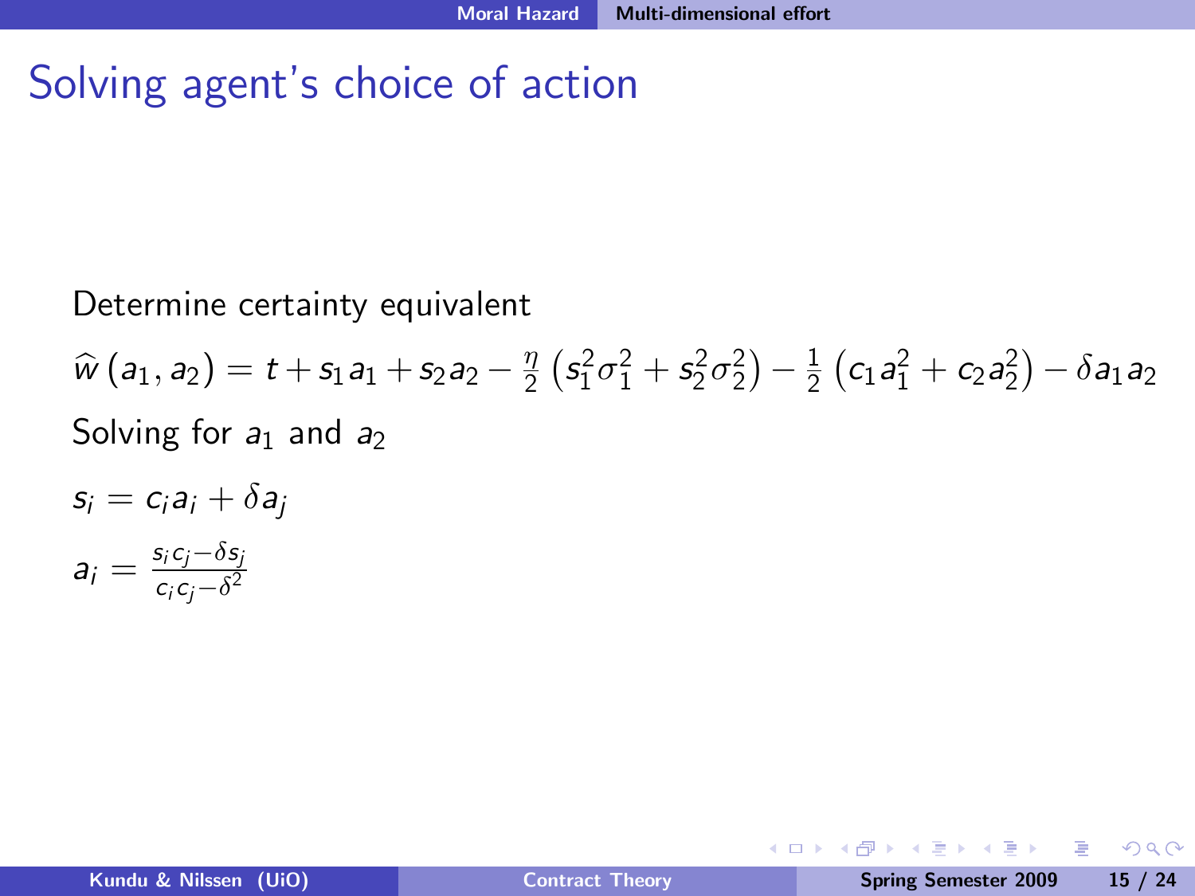# Solving agent's choice of action

Determine certainty equivalent

$$\widehat{w}\left(a_1, a_2\right) = t + s_1 a_1 + s_2 a_2 - \frac{\eta}{2}\left(s_1^2 \sigma_1^2 + s_2^2 \sigma_2^2\right) - \frac{1}{2}\left(c_1 a_1^2 + c_2 a_2^2\right) - \delta a_1 a_2$$

Solving for $a_1$ and $a_2$

$$s_i = c_i a_i + \delta a_j$$

$$a_i = \frac{s_i c_j - \delta s_j}{c_i c_j - \delta^2}$$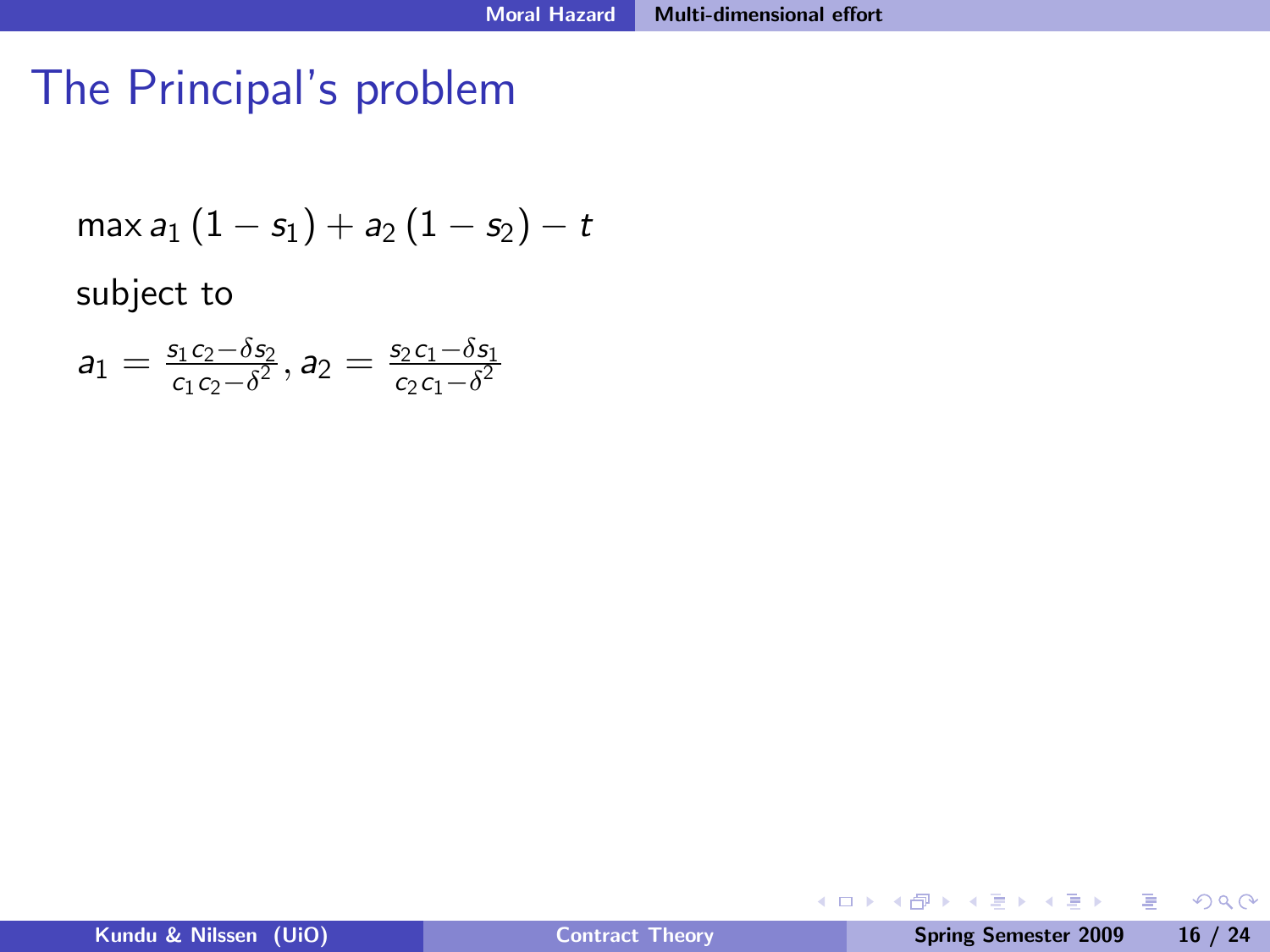# The Principal's problem

$$\max a_1 (1 - s_1) + a_2 (1 - s_2) - t$$

subject to

$$a_1 = \frac{s_1 c_2 - \delta s_2}{c_1 c_2 - \delta^2}, a_2 = \frac{s_2 c_1 - \delta s_1}{c_2 c_1 - \delta^2}$$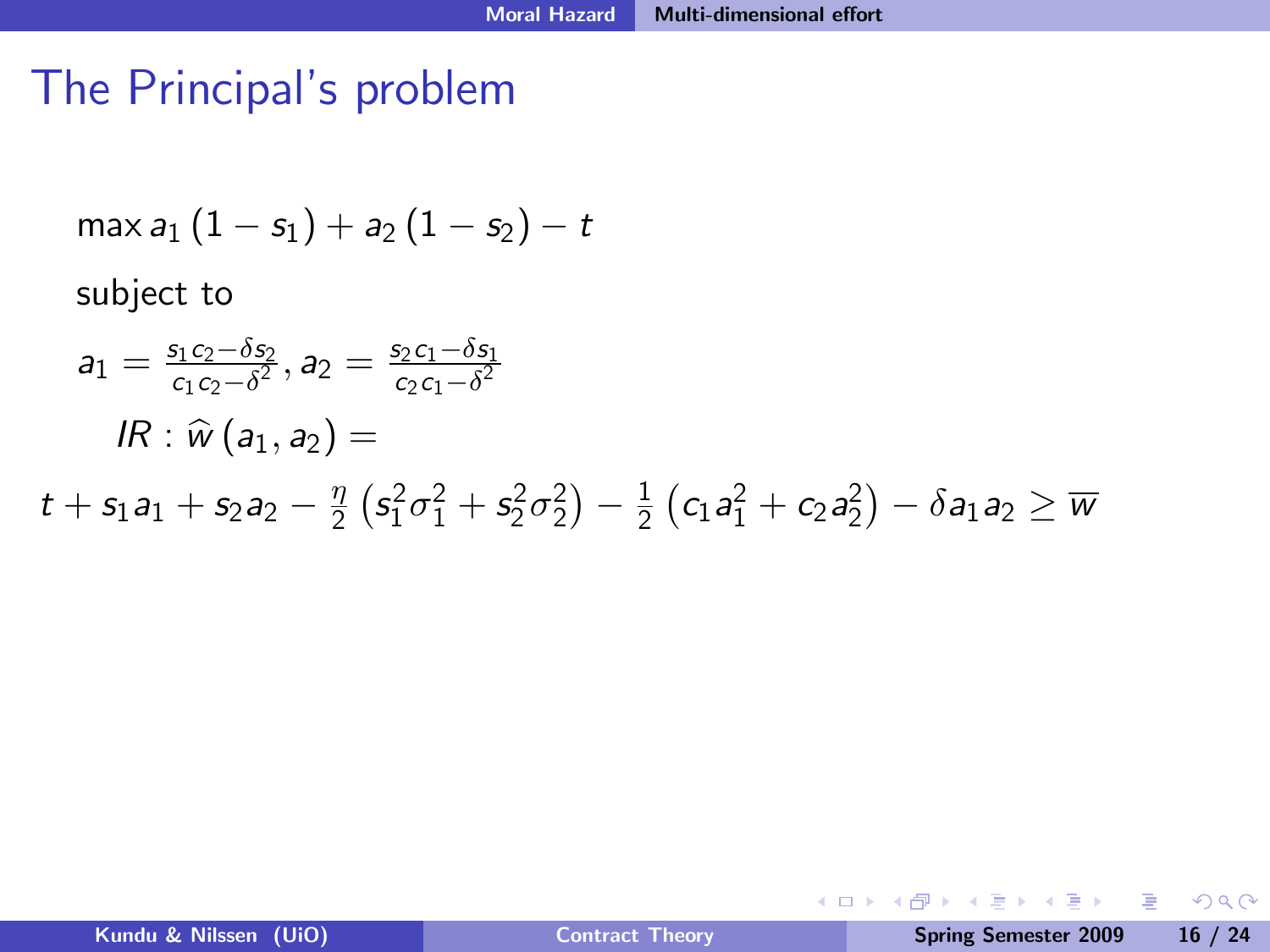# The Principal's problem

$$\max a_1 (1 - s_1) + a_2 (1 - s_2) - t$$

subject to

$$a_1 = \frac{s_1 c_2 - \delta s_2}{c_1 c_2 - \delta^2}, a_2 = \frac{s_2 c_1 - \delta s_1}{c_2 c_1 - \delta^2}$$

$$IR : \widehat{w}(a_1, a_2) =$$

$$t + s_1 a_1 + s_2 a_2 - \frac{\eta}{2}\left(s_1^2 \sigma_1^2 + s_2^2 \sigma_2^2\right) - \frac{1}{2}\left(c_1 a_1^2 + c_2 a_2^2\right) - \delta a_1 a_2 \geq \overline{w}$$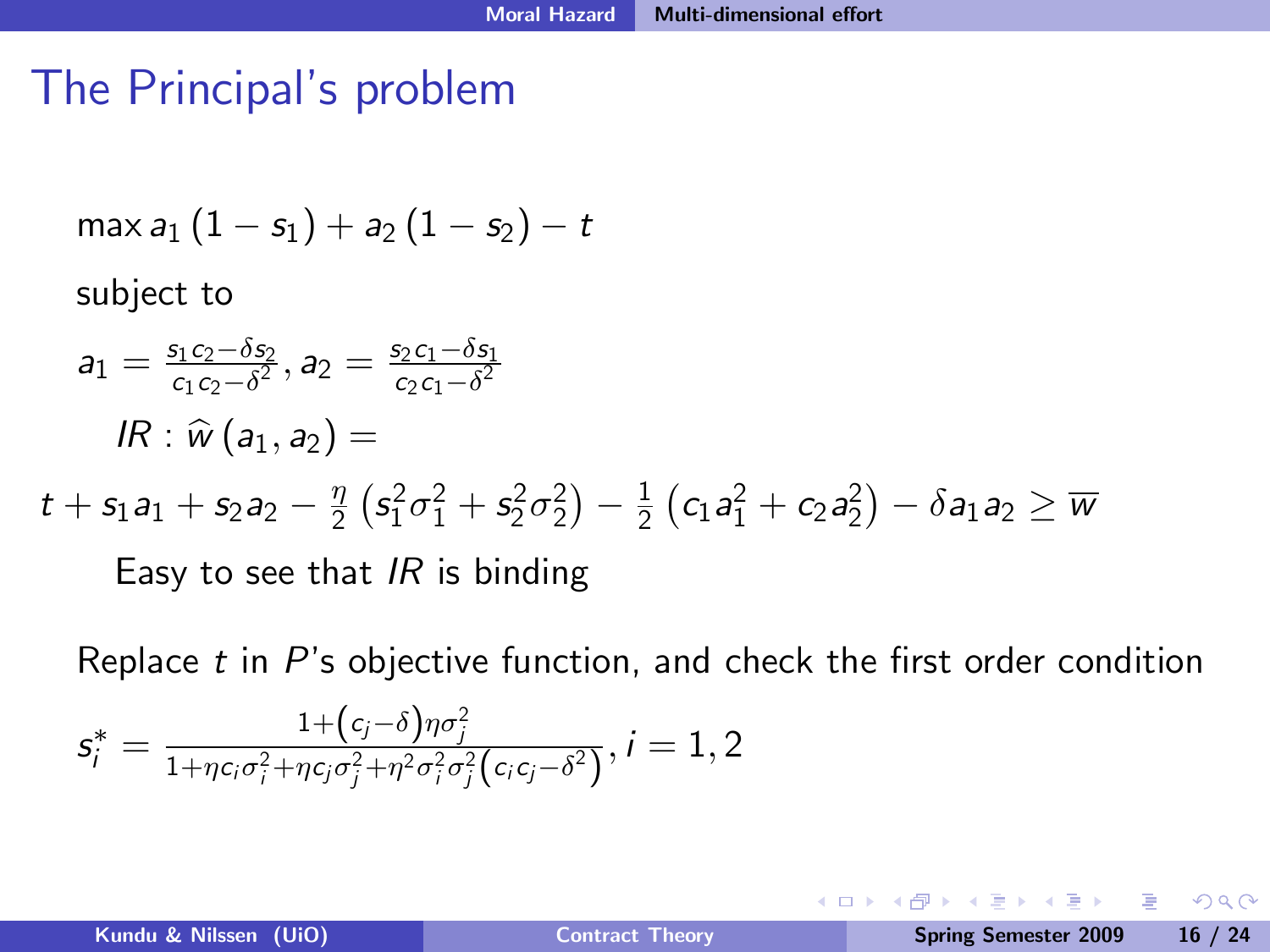# The Principal's problem

$$\max a_1 (1 - s_1) + a_2 (1 - s_2) - t$$

subject to

$$a_1 = \frac{s_1 c_2 - \delta s_2}{c_1 c_2 - \delta^2}, a_2 = \frac{s_2 c_1 - \delta s_1}{c_2 c_1 - \delta^2}$$

$IR : \widehat{w}(a_1, a_2) =$

$$t + s_1 a_1 + s_2 a_2 - \frac{\eta}{2}\left(s_1^2 \sigma_1^2 + s_2^2 \sigma_2^2\right) - \frac{1}{2}\left(c_1 a_1^2 + c_2 a_2^2\right) - \delta a_1 a_2 \geq \overline{w}$$

Easy to see that $IR$ is binding

Replace $t$ in $P$'s objective function, and check the first order condition

$$s_i^* = \frac{1 + \left(c_j - \delta\right)\eta \sigma_j^2}{1 + \eta c_i \sigma_i^2 + \eta c_j \sigma_j^2 + \eta^2 \sigma_i^2 \sigma_j^2 \left(c_i c_j - \delta^2\right)}, i = 1, 2$$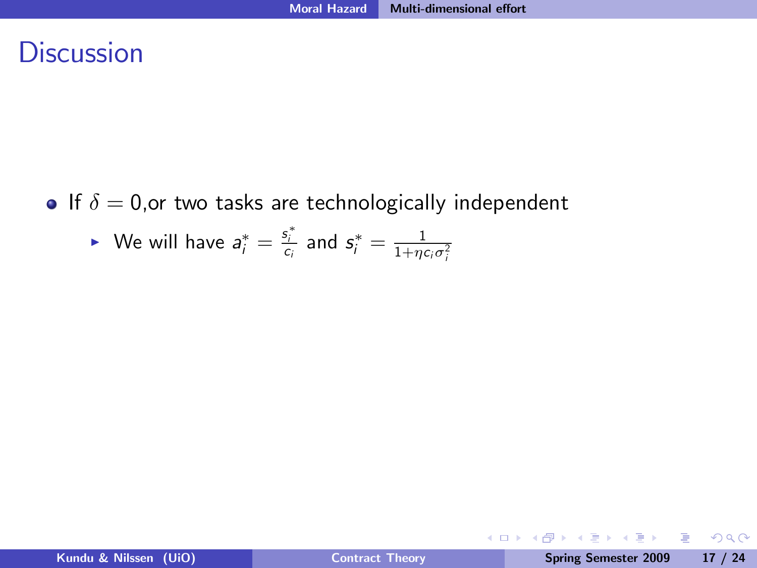# Discussion

- If $\delta = 0$,or two tasks are technologically independent
  - We will have $a_i^* = \frac{s_i^*}{c_i}$ and $s_i^* = \frac{1}{1+\eta c_i \sigma_i^2}$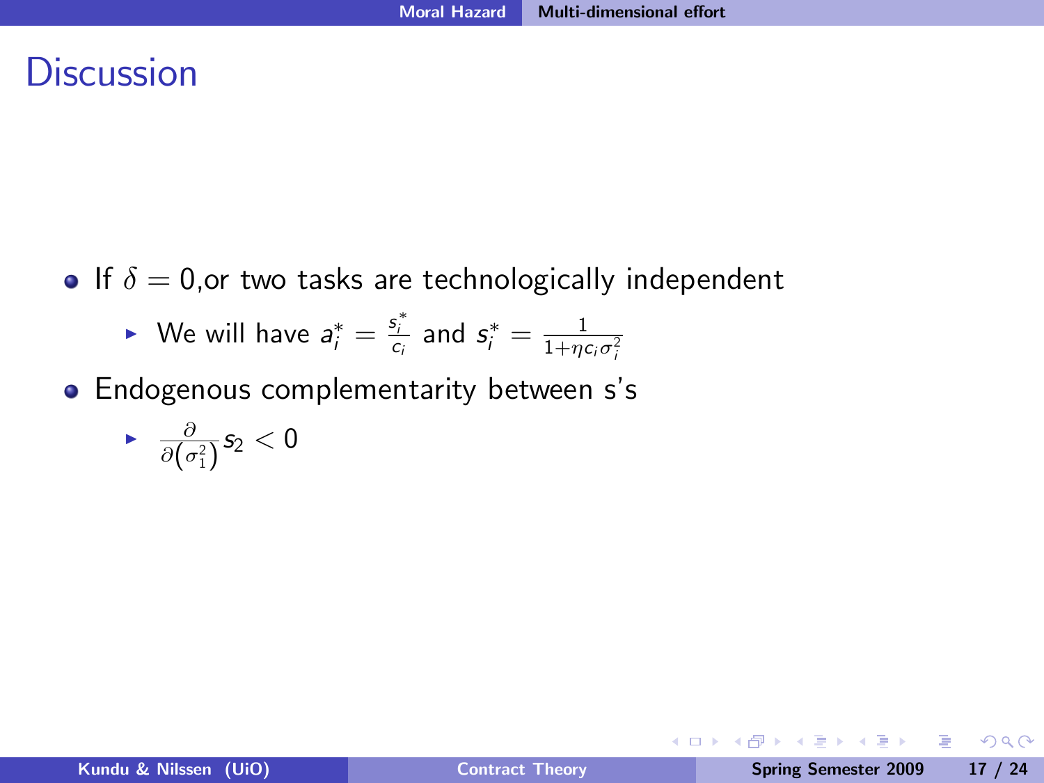# Discussion

- If $\delta = 0$,or two tasks are technologically independent
  - We will have $a_i^* = \frac{s_i^*}{c_i}$ and $s_i^* = \frac{1}{1+\eta c_i \sigma_i^2}$
- Endogenous complementarity between s's
  - $\frac{\partial}{\partial\left(\sigma_1^2\right)} s_2 < 0$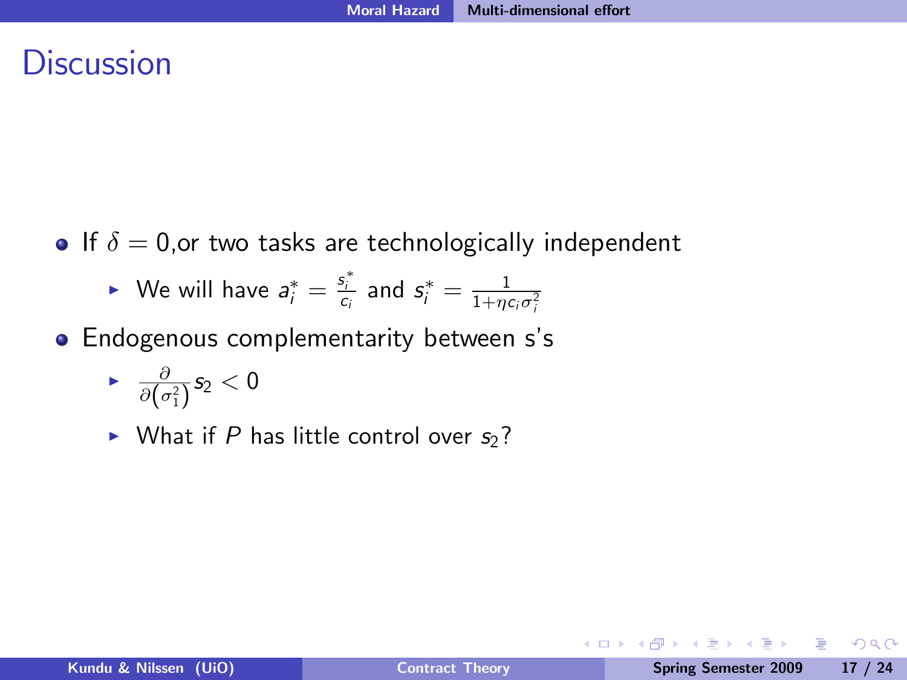# Discussion

- If $\delta = 0$,or two tasks are technologically independent
  - We will have $a_i^* = \frac{s_i^*}{c_i}$ and $s_i^* = \frac{1}{1+\eta c_i \sigma_i^2}$
- Endogenous complementarity between s's
  - $\frac{\partial}{\partial \left(\sigma_1^2\right)} s_2 < 0$
  - What if $P$ has little control over $s_2$?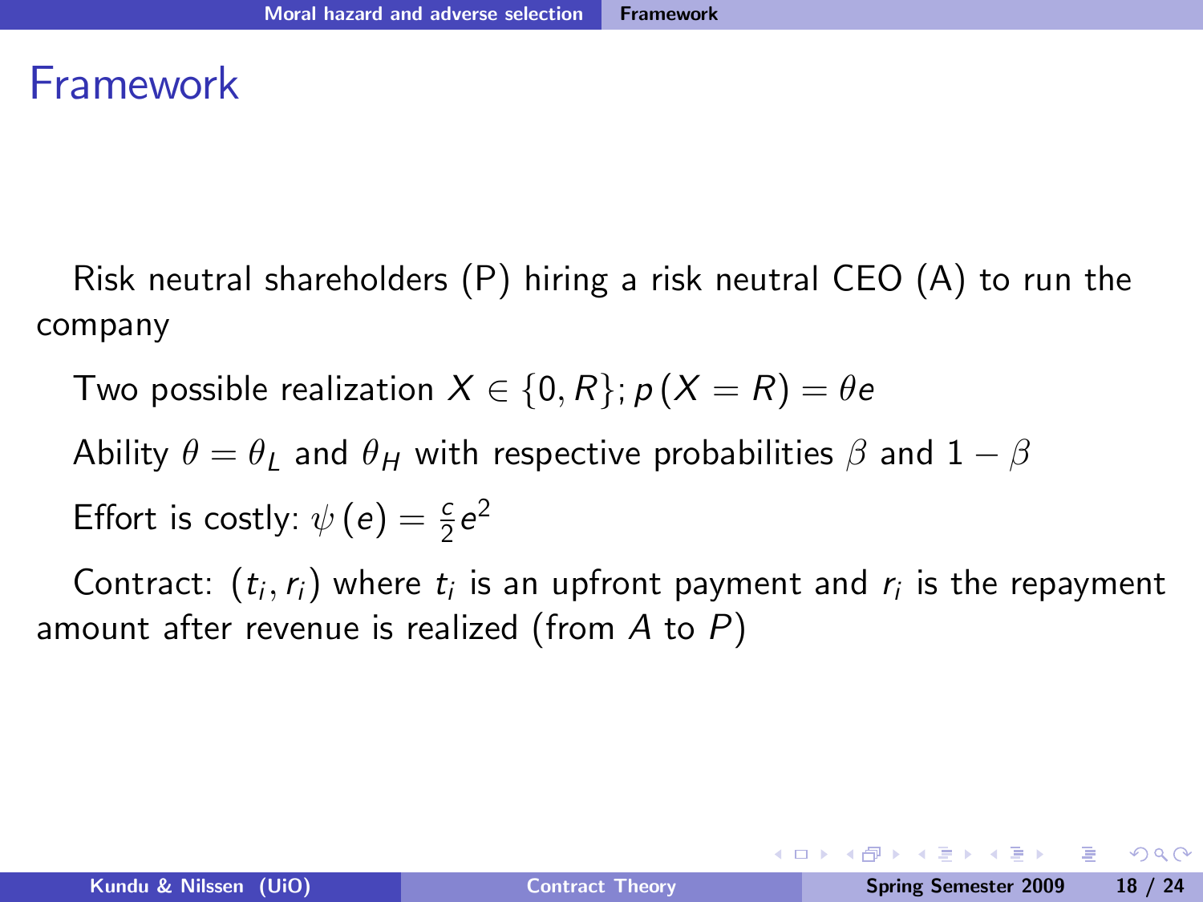# Framework

Risk neutral shareholders (P) hiring a risk neutral CEO (A) to run the company

Two possible realization $X \in \{0, R\}; p(X = R) = \theta e$

Ability $\theta = \theta_L$ and $\theta_H$ with respective probabilities $\beta$ and $1 - \beta$

Effort is costly: $\psi(e) = \frac{c}{2}e^2$

Contract: $(t_i, r_i)$ where $t_i$ is an upfront payment and $r_i$ is the repayment amount after revenue is realized (from $A$ to $P$)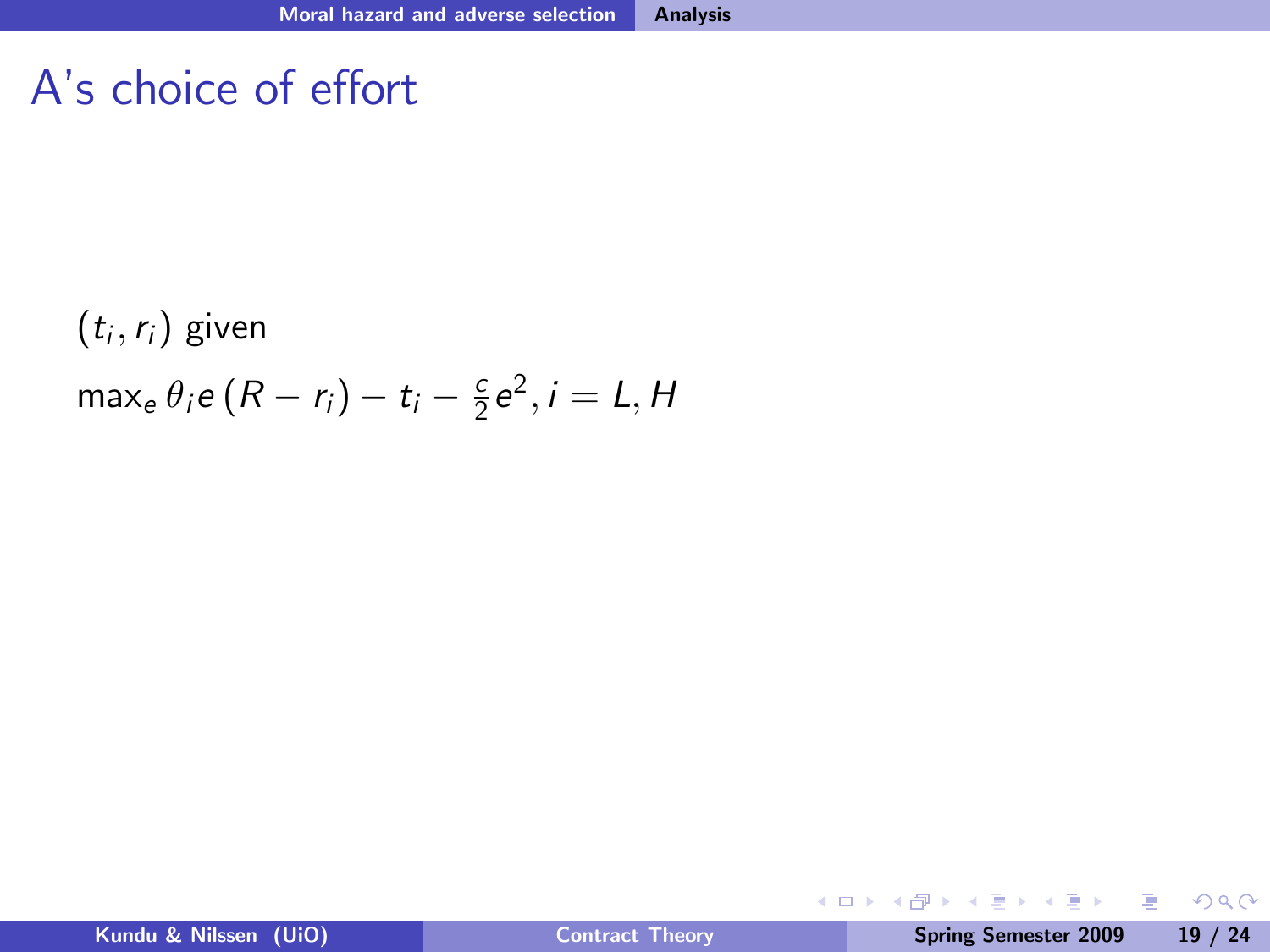# A's choice of effort

$(t_i, r_i)$ given

$\max_e \theta_i e \left(R - r_i\right) - t_i - \frac{c}{2}e^2, i = L, H$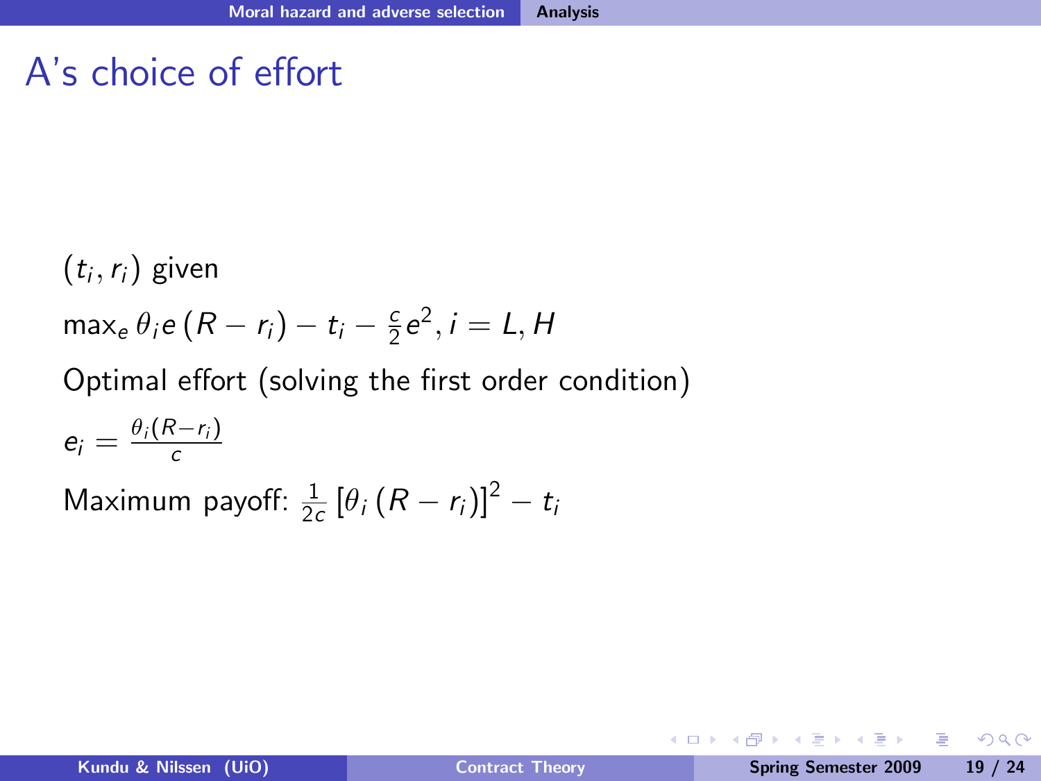# A's choice of effort

$(t_i, r_i)$ given

$\max_e \theta_i e (R - r_i) - t_i - \frac{c}{2}e^2, i = L, H$

Optimal effort (solving the first order condition)

$e_i = \frac{\theta_i(R - r_i)}{c}$

Maximum payoff: $\frac{1}{2c}\left[\theta_i (R - r_i)\right]^2 - t_i$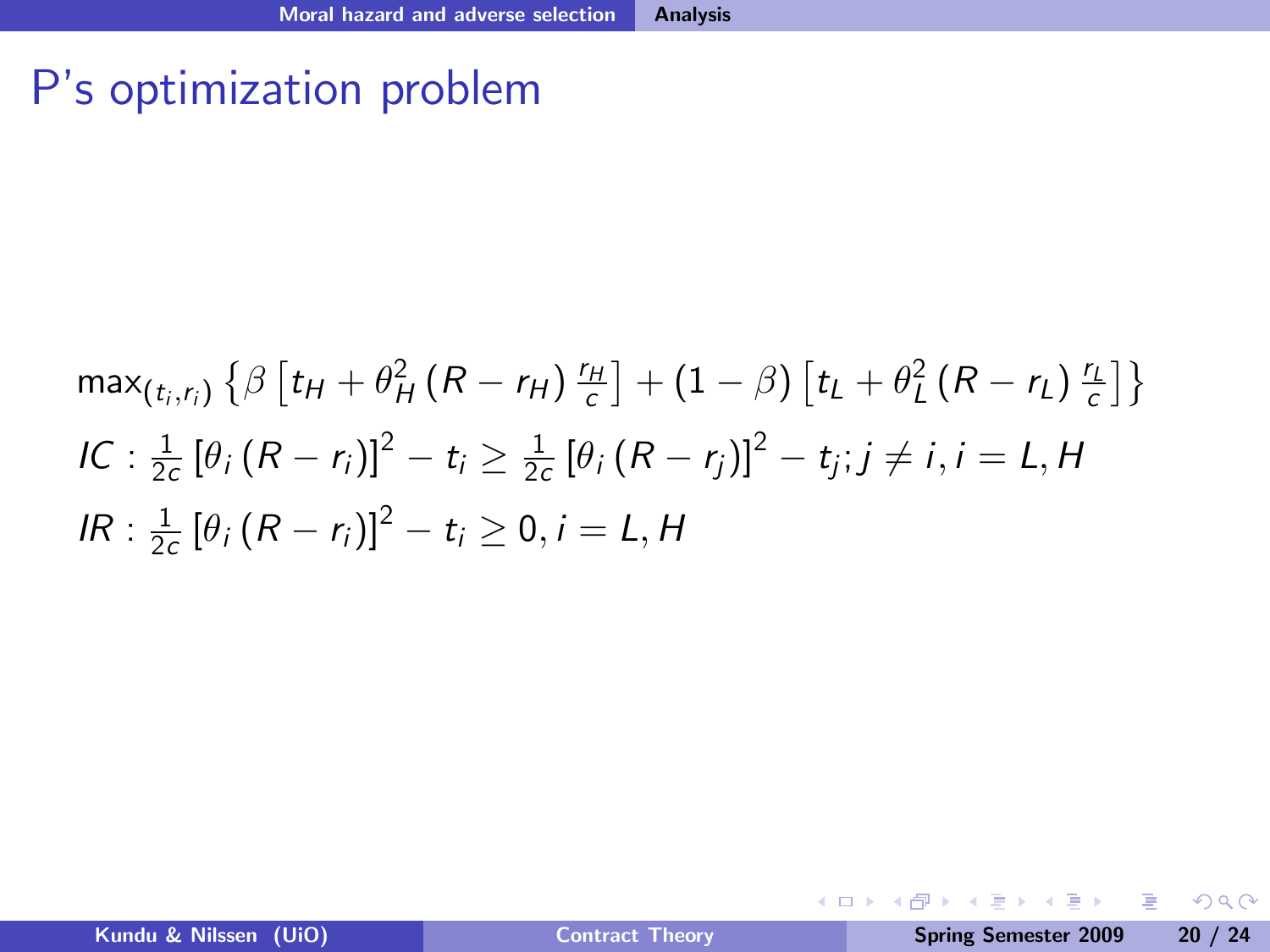# P's optimization problem

$$\max_{(t_i, r_i)} \left\{ \beta \left[ t_H + \theta_H^2 \left( R - r_H \right) \frac{r_H}{c} \right] + (1 - \beta) \left[ t_L + \theta_L^2 \left( R - r_L \right) \frac{r_L}{c} \right] \right\}$$

$$IC : \frac{1}{2c} \left[ \theta_i \left( R - r_i \right) \right]^2 - t_i \geq \frac{1}{2c} \left[ \theta_i \left( R - r_j \right) \right]^2 - t_j ; j \neq i, i = L, H$$

$$IR : \frac{1}{2c} \left[ \theta_i \left( R - r_i \right) \right]^2 - t_i \geq 0, i = L, H$$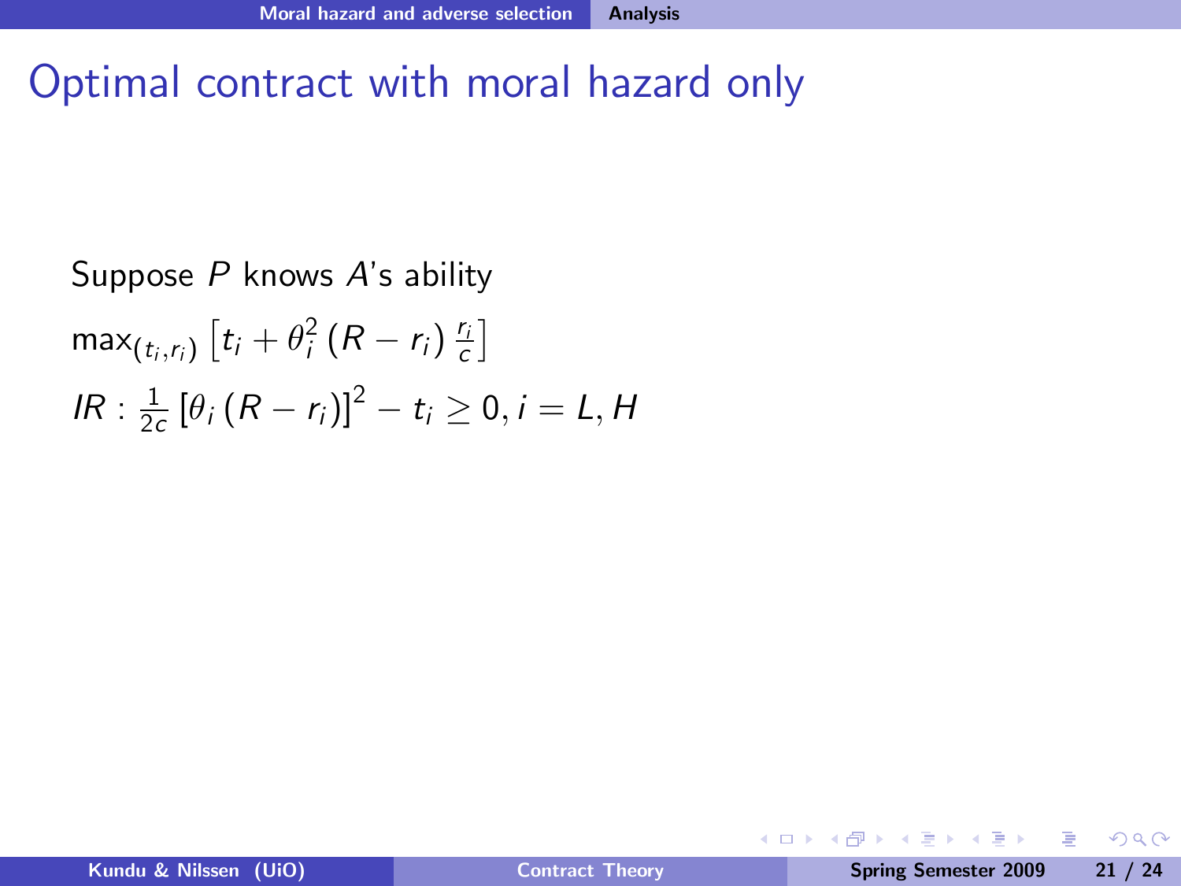# Optimal contract with moral hazard only

Suppose $P$ knows $A$'s ability

$\max_{(t_i, r_i)} \left[ t_i + \theta_i^2 \left( R - r_i \right) \frac{r_i}{c} \right]$

$IR : \frac{1}{2c} \left[ \theta_i \left( R - r_i \right) \right]^2 - t_i \geq 0, i = L, H$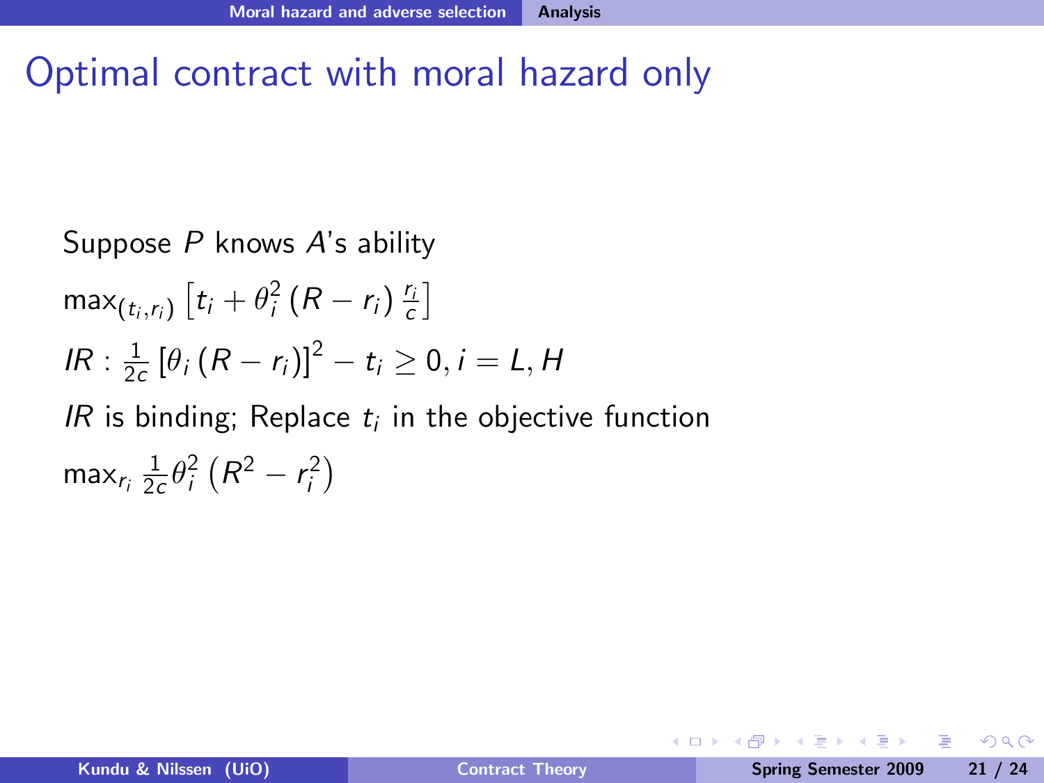# Optimal contract with moral hazard only

Suppose $P$ knows $A$'s ability

$\max_{(t_i, r_i)} \left[ t_i + \theta_i^2 \left( R - r_i \right) \frac{r_i}{c} \right]$

$IR : \frac{1}{2c} \left[ \theta_i \left( R - r_i \right) \right]^2 - t_i \geq 0, i = L, H$

$IR$ is binding; Replace $t_i$ in the objective function

$\max_{r_i} \frac{1}{2c} \theta_i^2 \left( R^2 - r_i^2 \right)$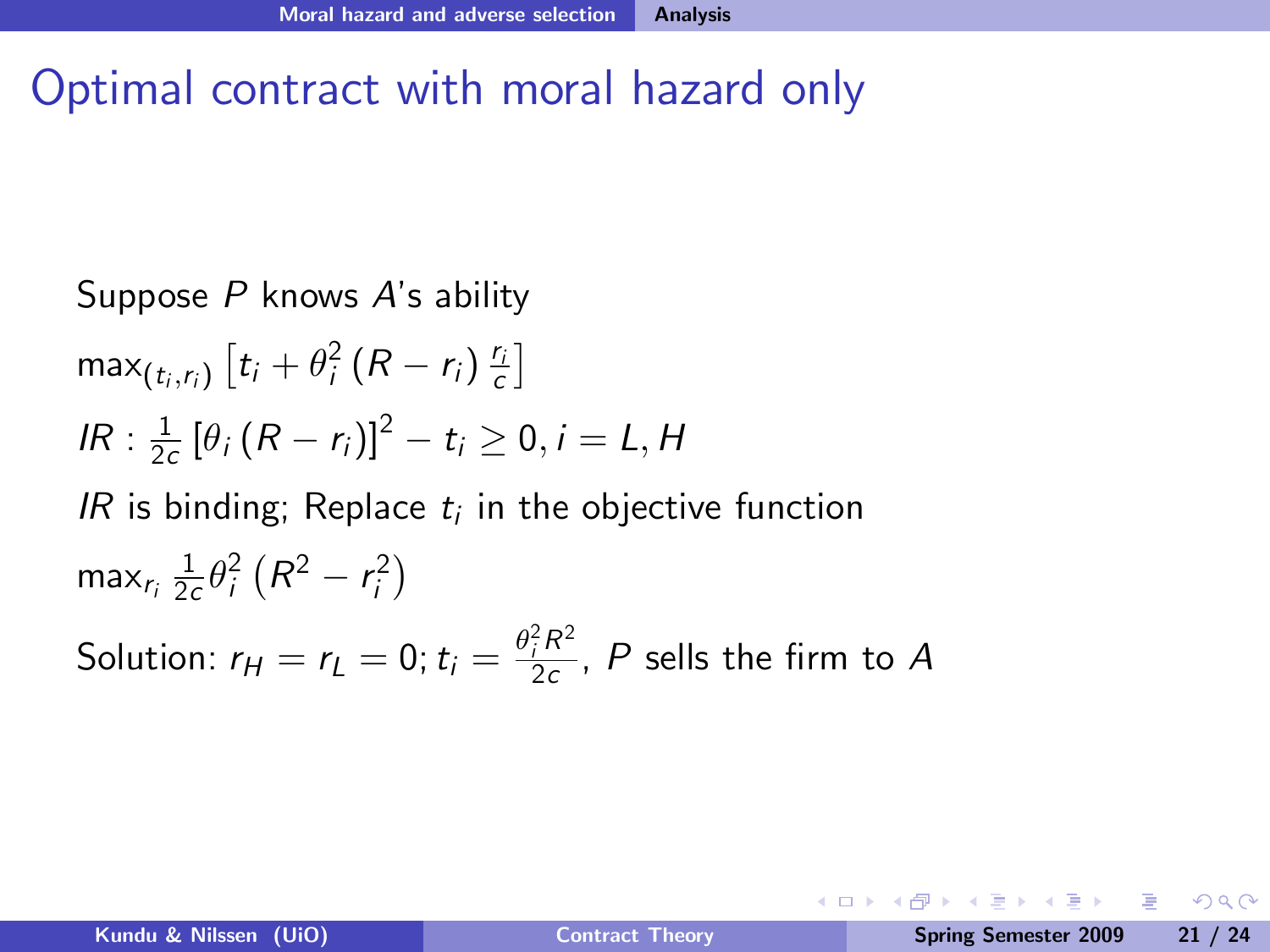# Optimal contract with moral hazard only

Suppose $P$ knows $A$'s ability

$\max_{(t_i, r_i)} \left[t_i + \theta_i^2 (R - r_i) \frac{r_i}{c}\right]$

$IR : \frac{1}{2c} [\theta_i (R - r_i)]^2 - t_i \geq 0, i = L, H$

$IR$ is binding; Replace $t_i$ in the objective function

$\max_{r_i} \frac{1}{2c} \theta_i^2 \left(R^2 - r_i^2\right)$

Solution: $r_H = r_L = 0; t_i = \frac{\theta_i^2 R^2}{2c}$, $P$ sells the firm to $A$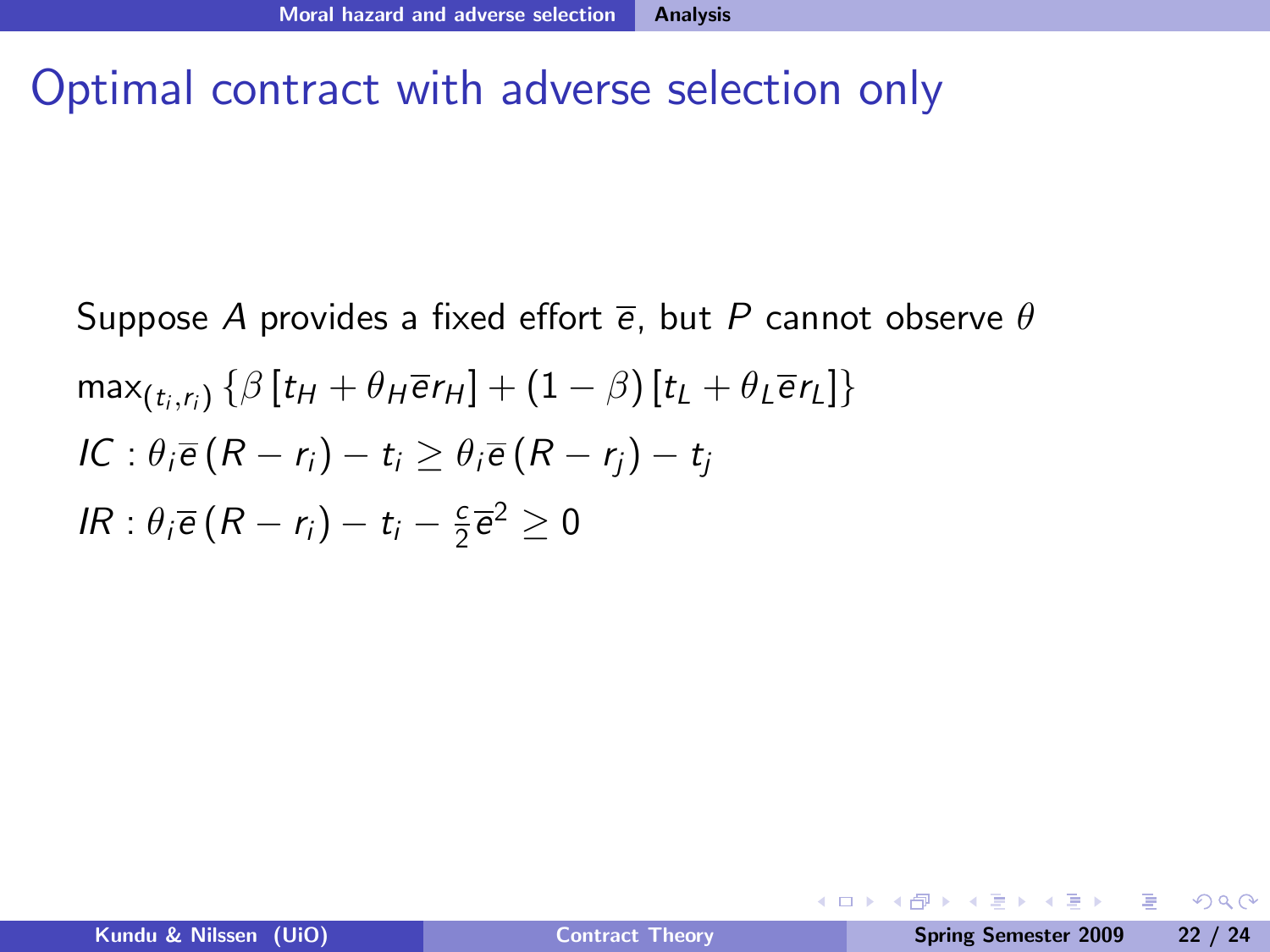# Optimal contract with adverse selection only

Suppose $A$ provides a fixed effort $\overline{e}$, but $P$ cannot observe $\theta$

$$\max_{(t_i, r_i)} \{\beta [t_H + \theta_H \overline{e} r_H] + (1-\beta)[t_L + \theta_L \overline{e} r_L]\}$$

$$IC : \theta_i \overline{e} (R - r_i) - t_i \geq \theta_i \overline{e} (R - r_j) - t_j$$

$$IR : \theta_i \overline{e} (R - r_i) - t_i - \frac{c}{2} \overline{e}^2 \geq 0$$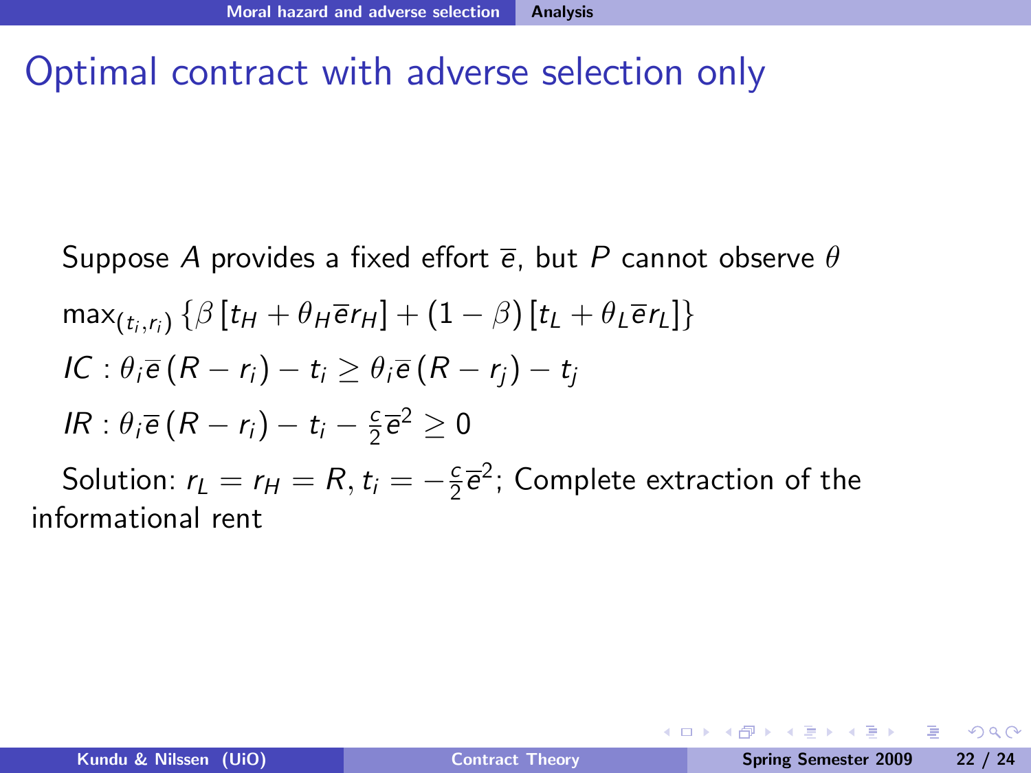# Optimal contract with adverse selection only

Suppose $A$ provides a fixed effort $\overline{e}$, but $P$ cannot observe $\theta$

$\max_{(t_i, r_i)} \{\beta [t_H + \theta_H \overline{e} r_H] + (1-\beta)[t_L + \theta_L \overline{e} r_L]\}$

$IC : \theta_i \overline{e}(R - r_i) - t_i \geq \theta_i \overline{e}(R - r_j) - t_j$

$IR : \theta_i \overline{e}(R - r_i) - t_i - \frac{c}{2}\overline{e}^2 \geq 0$

Solution: $r_L = r_H = R, t_i = -\frac{c}{2}\overline{e}^2$; Complete extraction of the informational rent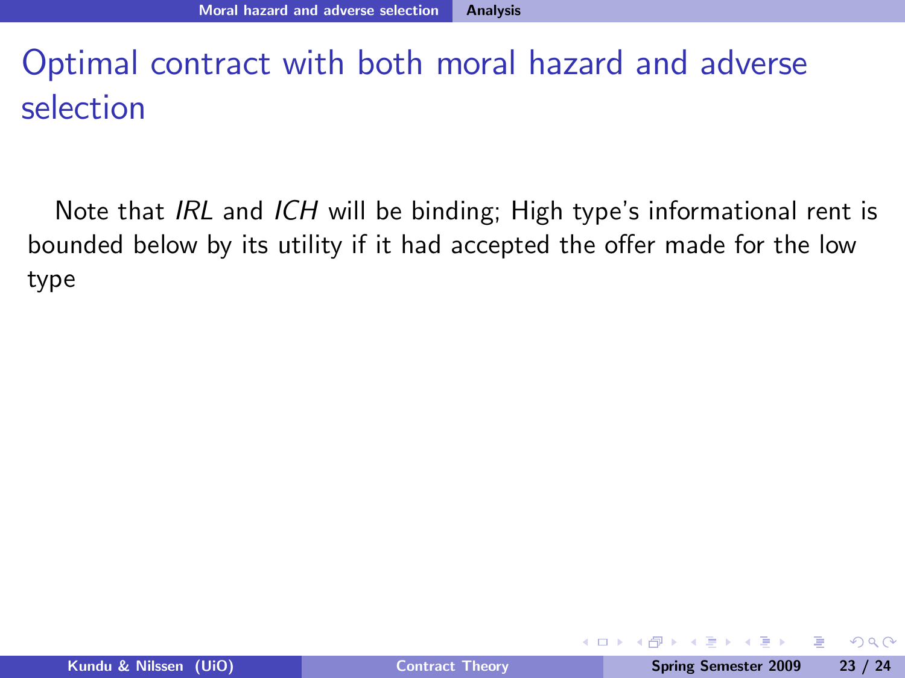# Optimal contract with both moral hazard and adverse selection

Note that *IRL* and *ICH* will be binding; High type's informational rent is bounded below by its utility if it had accepted the offer made for the low type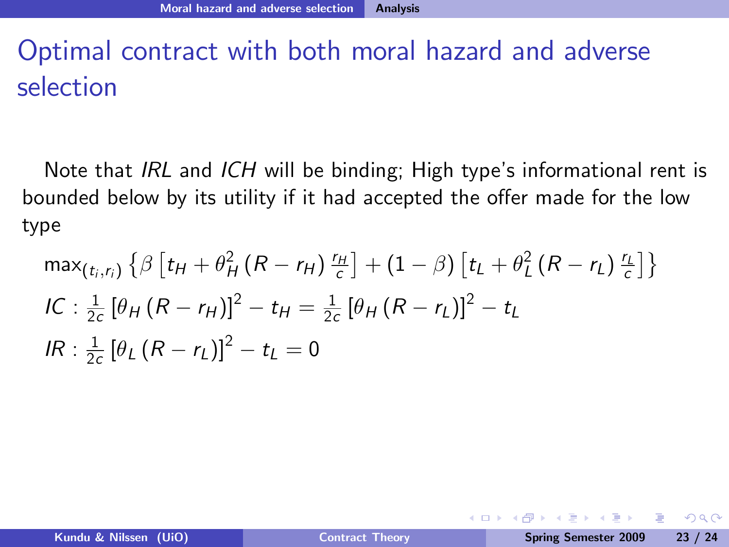# Optimal contract with both moral hazard and adverse selection

Note that *IRL* and *ICH* will be binding; High type's informational rent is bounded below by its utility if it had accepted the offer made for the low type

$$\max_{(t_i, r_i)} \left\{ \beta \left[ t_H + \theta_H^2 \left( R - r_H \right) \frac{r_H}{c} \right] + (1 - \beta) \left[ t_L + \theta_L^2 \left( R - r_L \right) \frac{r_L}{c} \right] \right\}$$

$$IC : \frac{1}{2c} \left[ \theta_H \left( R - r_H \right) \right]^2 - t_H = \frac{1}{2c} \left[ \theta_H \left( R - r_L \right) \right]^2 - t_L$$

$$IR : \frac{1}{2c} \left[ \theta_L \left( R - r_L \right) \right]^2 - t_L = 0$$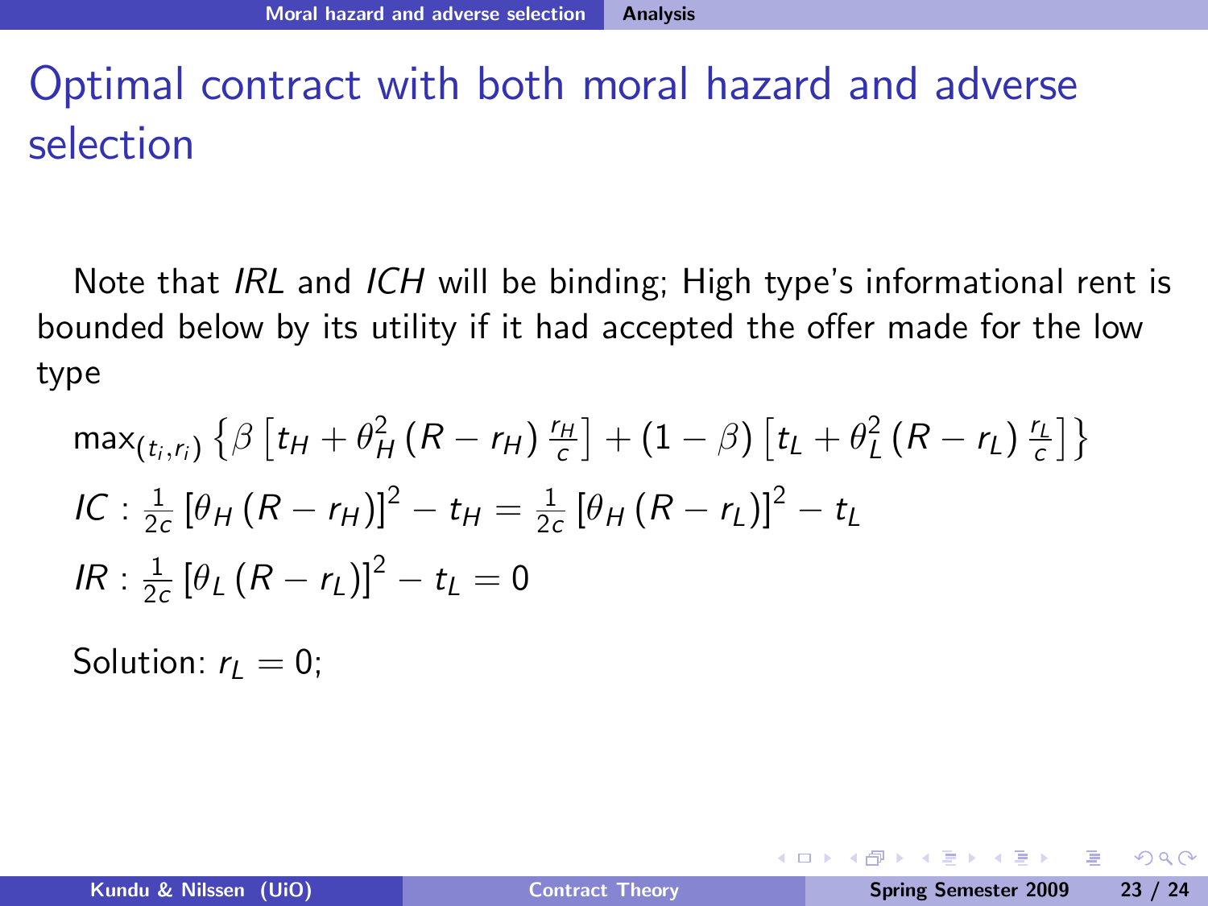# Optimal contract with both moral hazard and adverse selection

Note that *IRL* and *ICH* will be binding; High type's informational rent is bounded below by its utility if it had accepted the offer made for the low type

$$\max_{(t_i, r_i)} \left\{ \beta \left[ t_H + \theta_H^2 \left( R - r_H \right) \frac{r_H}{c} \right] + (1 - \beta) \left[ t_L + \theta_L^2 \left( R - r_L \right) \frac{r_L}{c} \right] \right\}$$

$$IC : \frac{1}{2c} \left[ \theta_H \left( R - r_H \right) \right]^2 - t_H = \frac{1}{2c} \left[ \theta_H \left( R - r_L \right) \right]^2 - t_L$$

$$IR : \frac{1}{2c} \left[ \theta_L \left( R - r_L \right) \right]^2 - t_L = 0$$

Solution: $r_L = 0$;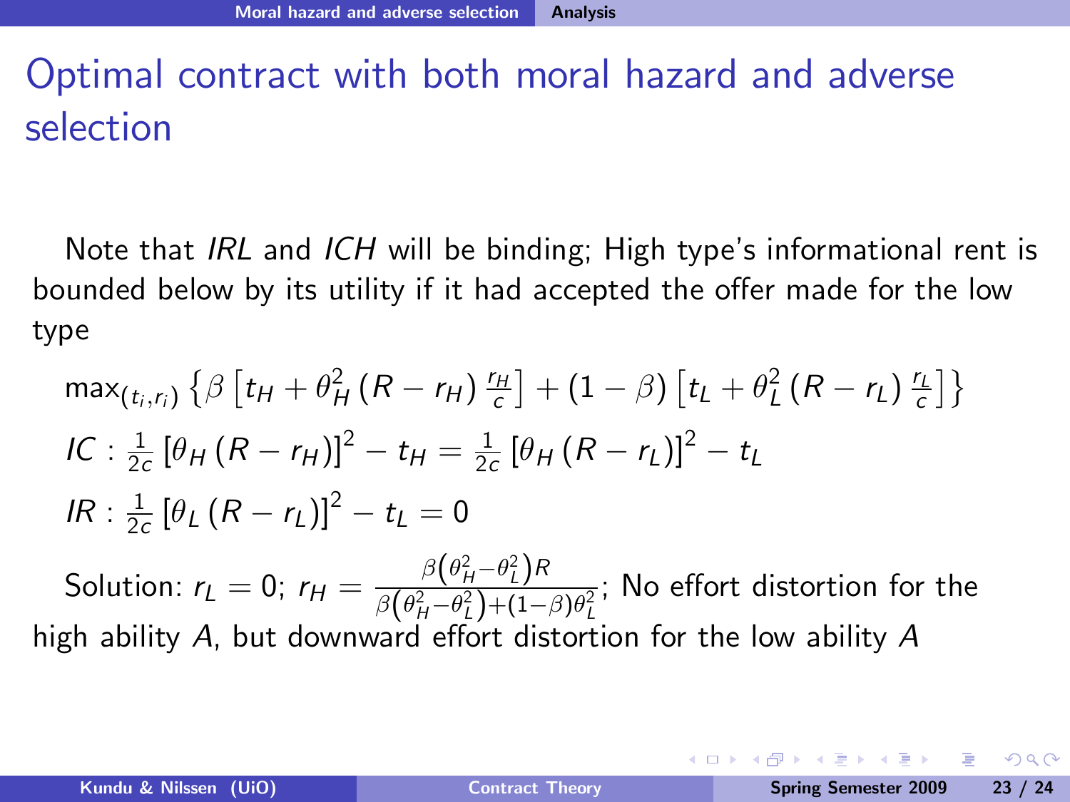# Optimal contract with both moral hazard and adverse selection

Note that *IRL* and *ICH* will be binding; High type's informational rent is bounded below by its utility if it had accepted the offer made for the low type

$$\max_{(t_i, r_i)} \left\{ \beta \left[ t_H + \theta_H^2 \left(R - r_H\right) \frac{r_H}{c} \right] + (1 - \beta) \left[ t_L + \theta_L^2 \left(R - r_L\right) \frac{r_L}{c} \right] \right\}$$

$$IC : \frac{1}{2c} \left[\theta_H \left(R - r_H\right)\right]^2 - t_H = \frac{1}{2c} \left[\theta_H \left(R - r_L\right)\right]^2 - t_L$$

$$IR : \frac{1}{2c} \left[\theta_L \left(R - r_L\right)\right]^2 - t_L = 0$$

Solution: $r_L = 0$; $r_H = \frac{\beta\left(\theta_H^2 - \theta_L^2\right) R}{\beta\left(\theta_H^2 - \theta_L^2\right) + (1-\beta)\theta_L^2}$; No effort distortion for the high ability $A$, but downward effort distortion for the low ability $A$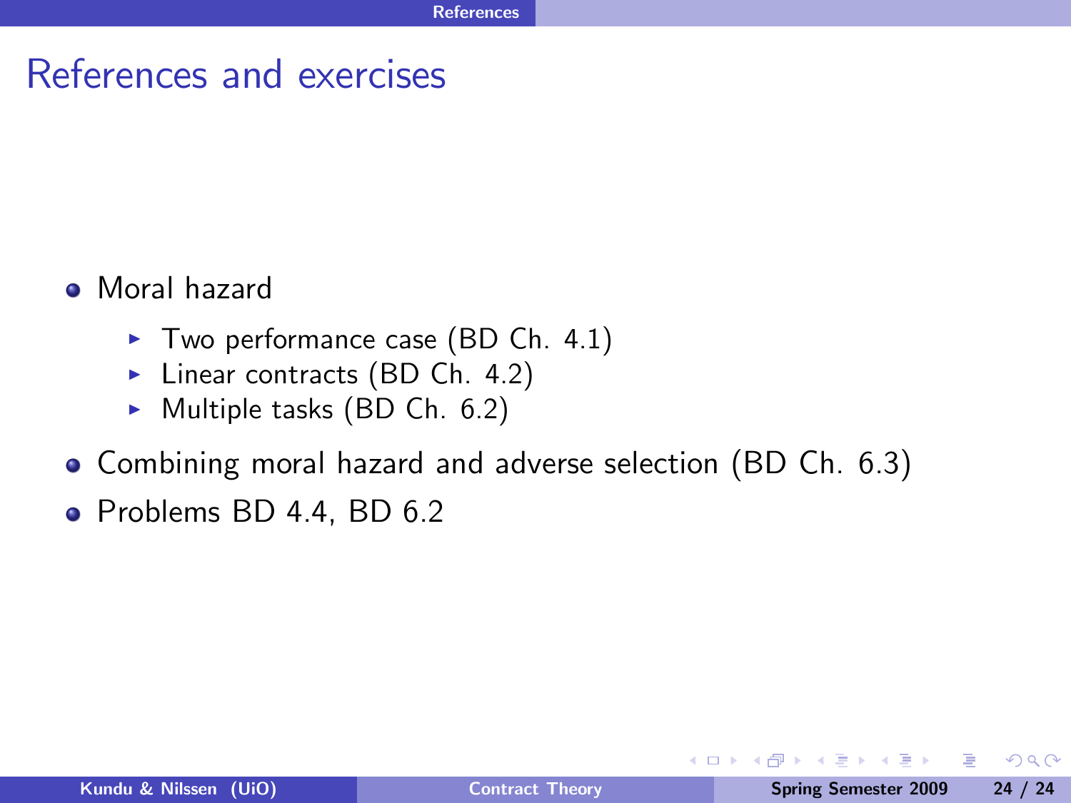# References and exercises

- Moral hazard
  - Two performance case (BD Ch. 4.1)
  - Linear contracts (BD Ch. 4.2)
  - Multiple tasks (BD Ch. 6.2)
- Combining moral hazard and adverse selection (BD Ch. 6.3)
- Problems BD 4.4, BD 6.2